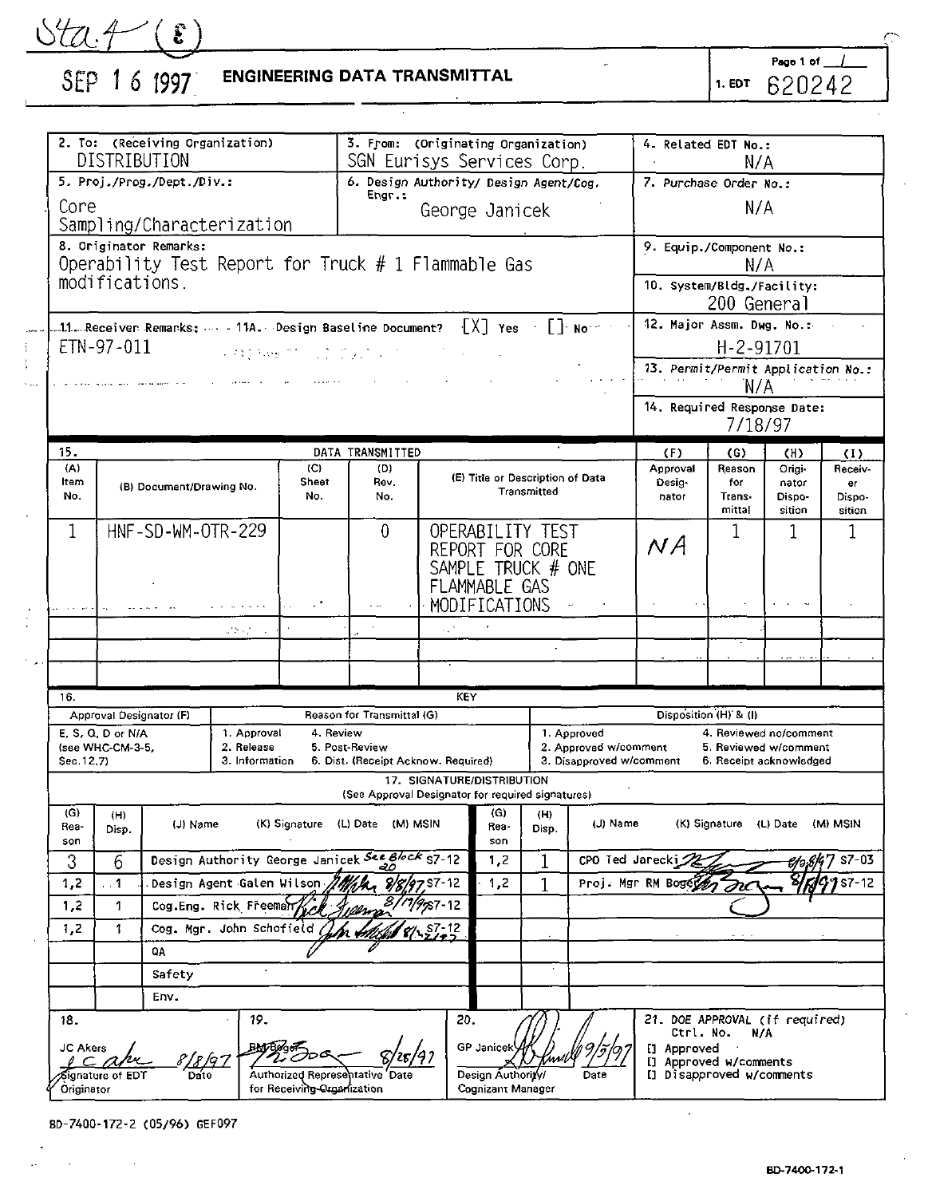Sta.4 (8)

SEP 16 1997

# ENGINEERING DATA TRANSMITTAL

Page 1 of 1

1. EDT 620242

| 2. To: (Receiving Organization) DISTRIBUTION | 3. From: (Originating Organization) SGN Eurisys Services Corp. | 4. Related EDT No.: N/A |
|---|---|---|
| 5. Proj./Prog./Dept./Div.: Core Sampling/Characterization | 6. Design Authority/ Design Agent/Cog. Engr.: George Janicek | 7. Purchase Order No.: N/A |
| 8. Originator Remarks: Operability Test Report for Truck # 1 Flammable Gas modifications. | | 9. Equip./Component No.: N/A |
| | | 10. System/Bldg./Facility: 200 General |
| 11. Receiver Remarks: ETN-97-011 | 11A. Design Baseline Document? [X] Yes [] No | 12. Major Assm. Dwg. No.: H-2-91701 |
| | | 13. Permit/Permit Application No.: N/A |
| | | 14. Required Response Date: 7/18/97 |

15. DATA TRANSMITTED

| (A) Item No. | (B) Document/Drawing No. | (C) Sheet No. | (D) Rev. No. | (E) Title or Description of Data Transmitted | (F) Approval Designator | (G) Reason for Transmittal | (H) Originator Disposition | (I) Receiver Disposition |
|---|---|---|---|---|---|---|---|---|
| 1 | HNF-SD-WM-OTR-229 | | 0 | OPERABILITY TEST REPORT FOR CORE SAMPLE TRUCK # ONE FLAMMABLE GAS MODIFICATIONS | NA | 1 | 1 | 1 |

16. KEY

| Approval Designator (F) | Reason for Transmittal (G) | | Disposition (H) & (I) | |
|---|---|---|---|---|
| E, S, Q, D or N/A (see WHC-CM-3-5, Sec.12.7) | 1. Approval 2. Release 3. Information | 4. Review 5. Post-Review 6. Dist. (Receipt Acknow. Required) | 1. Approved 2. Approved w/comment 3. Disapproved w/comment | 4. Reviewed no/comment 5. Reviewed w/comment 6. Receipt acknowledged |

17. SIGNATURE/DISTRIBUTION (See Approval Designator for required signatures)

| (G) Reason | (H) Disp. | (J) Name | (K) Signature | (L) Date | (M) MSIN | (G) Reason | (H) Disp. | (J) Name | (K) Signature | (L) Date | (M) MSIN |
|---|---|---|---|---|---|---|---|---|---|---|---|
| 3 | 6 | Design Authority George Janicek | See Block 20 | | S7-12 | 1,2 | 1 | CPO Ted Jarecki | [signature] | 8/8/97 | S7-03 |
| 1,2 | 1 | Design Agent Galen Wilson | [signature] | 8/8/97 | S7-12 | 1,2 | 1 | Proj. Mgr RM Boger | [signature] | 8/8/97 | S7-12 |
| 1,2 | 1 | Cog.Eng. Rick Freeman | [signature] | 8/11/97 | S7-12 | | | | | | |
| 1,2 | 1 | Cog. Mgr. John Schofield | [signature] | 8/12/97 | S7-12 | | | | | | |
| | | QA | | | | | | | | | |
| | | Safety | | | | | | | | | |
| | | Env. | | | | | | | | | |

| 18. | 19. | 20. | 21. DOE APPROVAL (if required) |
|---|---|---|---|
| JC Akers [signature] 8/8/97 Signature of EDT Originator Date | RM Boger [signature] 8/25/97 Authorized Representative for Receiving Organization Date | GP Janicek [signature] 9/5/97 Design Authority/ Cognizant Manager Date | Ctrl. No. N/A [] Approved [] Approved w/comments [] Disapproved w/comments |

BD-7400-172-2 (05/96) GEF097

BD-7400-172-1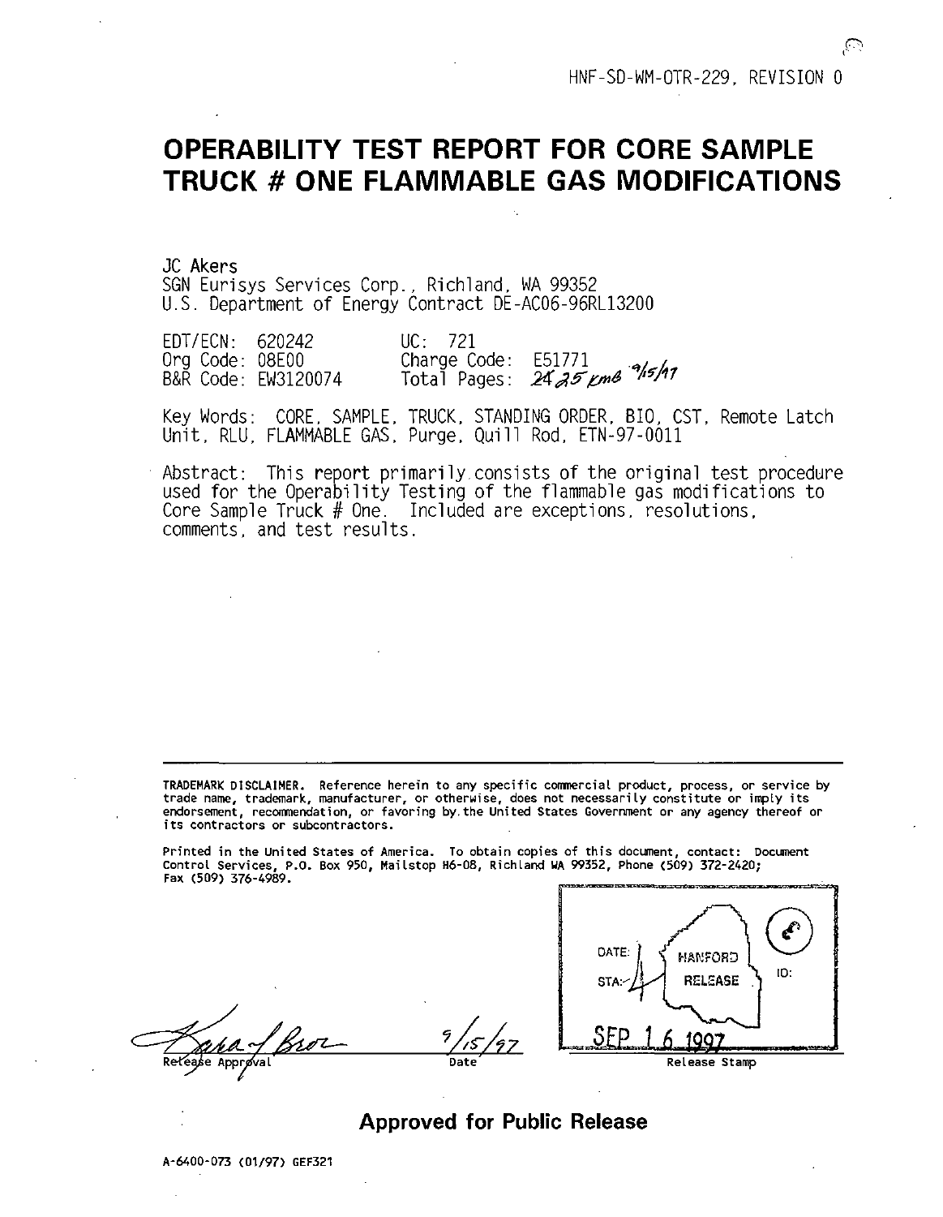HNF-SD-WM-OTR-229, REVISION 0

# OPERABILITY TEST REPORT FOR CORE SAMPLE TRUCK # ONE FLAMMABLE GAS MODIFICATIONS

JC Akers
SGN Eurisys Services Corp., Richland, WA 99352
U.S. Department of Energy Contract DE-AC06-96RL13200

| | |
|---|---|
| EDT/ECN: 620242 | UC: 721 |
| Org Code: 08E00 | Charge Code: E51771 |
| B&R Code: EW3120074 | Total Pages: ~~24~~ 25 kmB 9/15/97 |

Key Words: CORE, SAMPLE, TRUCK, STANDING ORDER, BIO, CST, Remote Latch Unit, RLU, FLAMMABLE GAS, Purge, Quill Rod, ETN-97-0011

Abstract: This report primarily consists of the original test procedure used for the Operability Testing of the flammable gas modifications to Core Sample Truck # One. Included are exceptions, resolutions, comments, and test results.

---

**TRADEMARK DISCLAIMER.** Reference herein to any specific commercial product, process, or service by trade name, trademark, manufacturer, or otherwise, does not necessarily constitute or imply its endorsement, recommendation, or favoring by the United States Government or any agency thereof or its contractors or subcontractors.

Printed in the United States of America. To obtain copies of this document, contact: Document Control Services, P.O. Box 950, Mailstop H6-08, Richland WA 99352, Phone (509) 372-2420; Fax (509) 376-4989.

Release Approval — 9/15/97 (Date)

Release Stamp: DATE: HANFORD RELEASE STA: 4 ID: SEP 16 1997

**Approved for Public Release**

A-6400-073 (01/97) GEF321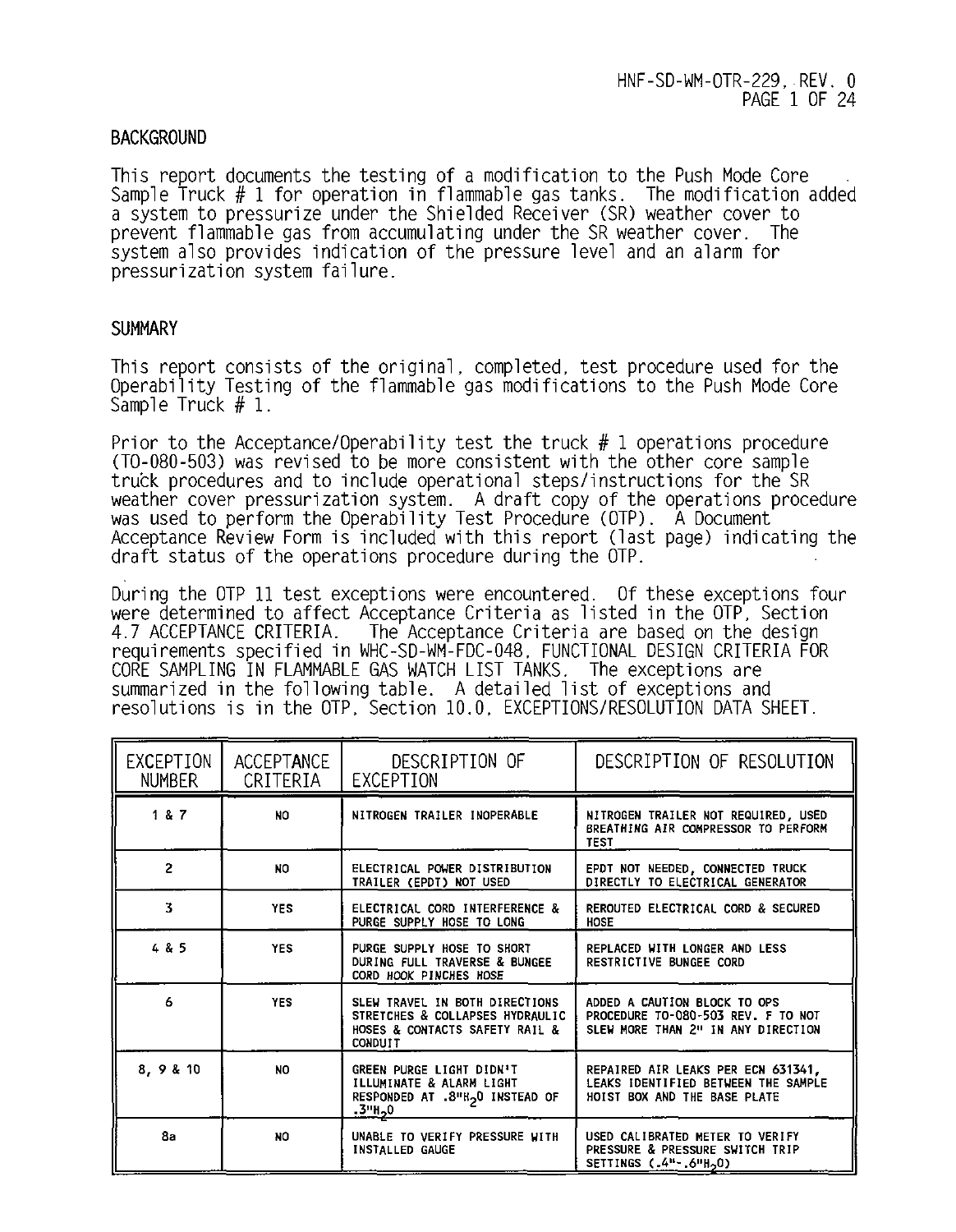## BACKGROUND

This report documents the testing of a modification to the Push Mode Core Sample Truck # 1 for operation in flammable gas tanks. The modification added a system to pressurize under the Shielded Receiver (SR) weather cover to prevent flammable gas from accumulating under the SR weather cover. The system also provides indication of the pressure level and an alarm for pressurization system failure.

## SUMMARY

This report consists of the original, completed, test procedure used for the Operability Testing of the flammable gas modifications to the Push Mode Core Sample Truck # 1.

Prior to the Acceptance/Operability test the truck # 1 operations procedure (TO-080-503) was revised to be more consistent with the other core sample truck procedures and to include operational steps/instructions for the SR weather cover pressurization system. A draft copy of the operations procedure was used to perform the Operability Test Procedure (OTP). A Document Acceptance Review Form is included with this report (last page) indicating the draft status of the operations procedure during the OTP.

During the OTP 11 test exceptions were encountered. Of these exceptions four were determined to affect Acceptance Criteria as listed in the OTP, Section 4.7 ACCEPTANCE CRITERIA. The Acceptance Criteria are based on the design requirements specified in WHC-SD-WM-FDC-048, FUNCTIONAL DESIGN CRITERIA FOR CORE SAMPLING IN FLAMMABLE GAS WATCH LIST TANKS. The exceptions are summarized in the following table. A detailed list of exceptions and resolutions is in the OTP, Section 10.0, EXCEPTIONS/RESOLUTION DATA SHEET.

| EXCEPTION NUMBER | ACCEPTANCE CRITERIA | DESCRIPTION OF EXCEPTION | DESCRIPTION OF RESOLUTION |
|---|---|---|---|
| 1 & 7 | NO | NITROGEN TRAILER INOPERABLE | NITROGEN TRAILER NOT REQUIRED, USED BREATHING AIR COMPRESSOR TO PERFORM TEST |
| 2 | NO | ELECTRICAL POWER DISTRIBUTION TRAILER (EPDT) NOT USED | EPDT NOT NEEDED, CONNECTED TRUCK DIRECTLY TO ELECTRICAL GENERATOR |
| 3 | YES | ELECTRICAL CORD INTERFERENCE & PURGE SUPPLY HOSE TO LONG | REROUTED ELECTRICAL CORD & SECURED HOSE |
| 4 & 5 | YES | PURGE SUPPLY HOSE TO SHORT DURING FULL TRAVERSE & BUNGEE CORD HOOK PINCHES HOSE | REPLACED WITH LONGER AND LESS RESTRICTIVE BUNGEE CORD |
| 6 | YES | SLEW TRAVEL IN BOTH DIRECTIONS STRETCHES & COLLAPSES HYDRAULIC HOSES & CONTACTS SAFETY RAIL & CONDUIT | ADDED A CAUTION BLOCK TO OPS PROCEDURE TO-080-503 REV. F TO NOT SLEW MORE THAN 2" IN ANY DIRECTION |
| 8, 9 & 10 | NO | GREEN PURGE LIGHT DIDN'T ILLUMINATE & ALARM LIGHT RESPONDED AT .8"$H_2O$ INSTEAD OF .3"$H_2O$ | REPAIRED AIR LEAKS PER ECN 631341, LEAKS IDENTIFIED BETWEEN THE SAMPLE HOIST BOX AND THE BASE PLATE |
| 8a | NO | UNABLE TO VERIFY PRESSURE WITH INSTALLED GAUGE | USED CALIBRATED METER TO VERIFY PRESSURE & PRESSURE SWITCH TRIP SETTINGS (.4"-.6"$H_2O$) |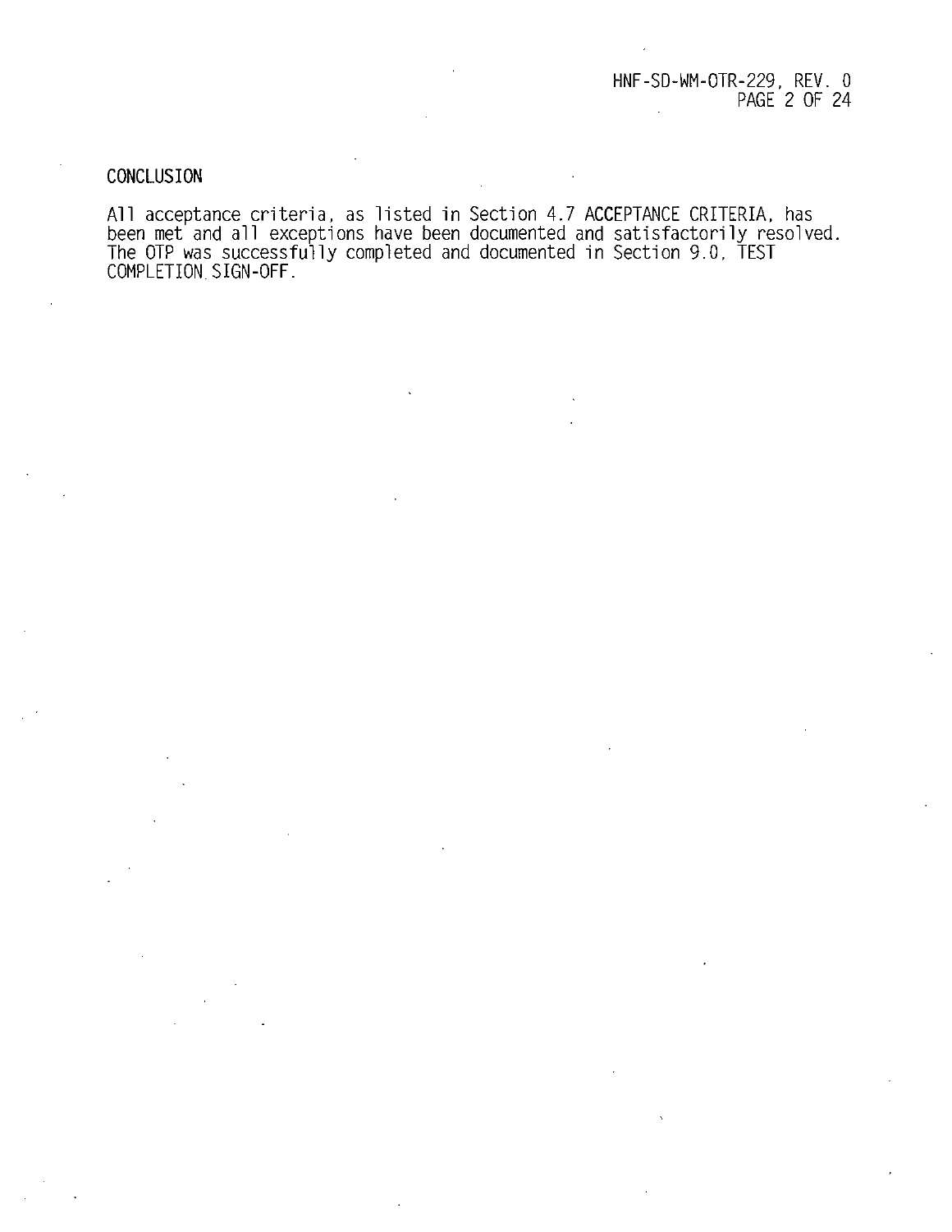## CONCLUSION

All acceptance criteria, as listed in Section 4.7 ACCEPTANCE CRITERIA, has been met and all exceptions have been documented and satisfactorily resolved. The OTP was successfully completed and documented in Section 9.0, TEST COMPLETION SIGN-OFF.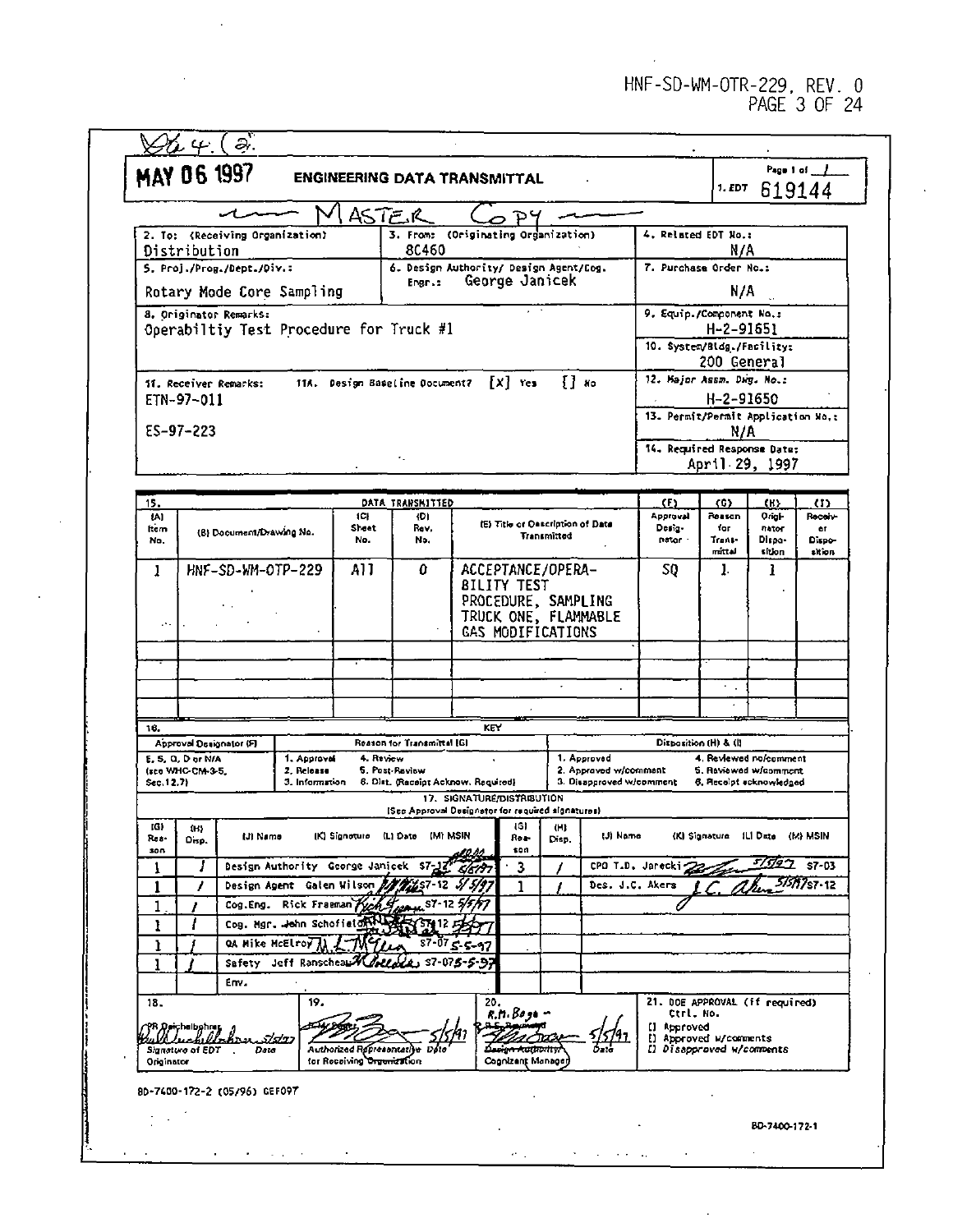Sta 4. (2)

**MAY 06 1997**

# ENGINEERING DATA TRANSMITTAL

Page 1 of 1

1. EDT 619144

— MASTER COPY —

| 2. To: (Receiving Organization) Distribution | 3. From: (Originating Organization) 8C460 | 4. Related EDT No.: N/A |
|---|---|---|
| 5. Proj./Prog./Dept./Div.: Rotary Mode Core Sampling | 6. Design Authority/ Design Agent/Cog. Engr.: George Janicek | 7. Purchase Order No.: N/A |
| 8. Originator Remarks: Operabiltiy Test Procedure for Truck #1 | | 9. Equip./Component No.: H-2-91651 |
| | | 10. System/Bldg./Facility: 200 General |
| 11. Receiver Remarks: ETN-97-011 ES-97-223 | 11A. Design Baseline Document? [X] Yes [] No | 12. Major Assm. Dwg. No.: H-2-91650 |
| | | 13. Permit/Permit Application No.: N/A |
| | | 14. Required Response Date: April 29, 1997 |

| 15. DATA TRANSMITTED | | | | | (F) | (G) | (H) | (I) |
|---|---|---|---|---|---|---|---|---|
| (A) Item No. | (B) Document/Drawing No. | (C) Sheet No. | (D) Rev. No. | (E) Title or Description of Data Transmitted | Approval Designator | Reason for Transmittal | Originator Disposition | Receiver Disposition |
| 1 | HNF-SD-WM-OTP-229 | All | 0 | ACCEPTANCE/OPERABILITY TEST PROCEDURE, SAMPLING TRUCK ONE, FLAMMABLE GAS MODIFICATIONS | SQ | 1 | 1 | |

| 16. KEY | | |
|---|---|---|
| Approval Designator (F) | Reason for Transmittal (G) | Disposition (H) & (I) |
| E, S, Q, D or N/A (see WHC-CM-3-5, Sec.12.7) | 1. Approval 2. Release 3. Information 4. Review 5. Post-Review 6. Dist. (Receipt Acknow. Required) | 1. Approved 2. Approved w/comment 3. Disapproved w/comment 4. Reviewed no/comment 5. Reviewed w/comment 6. Receipt acknowledged |

17. SIGNATURE/DISTRIBUTION (See Approval Designator for required signatures)

| (G) Reason | (H) Disp. | (J) Name | (K) Signature | (L) Date | (M) MSIN | (G) Reason | (H) Disp. | (J) Name | (K) Signature | (L) Date | (M) MSIN |
|---|---|---|---|---|---|---|---|---|---|---|---|
| 1 | / | Design Authority George Janicek | [signature] | 5/6/97 | S7-12 | 3 | / | CPO T.D. Jarecki | [signature] | 5/5/97 | S7-03 |
| 1 | / | Design Agent Galen Wilson | [signature] | 5/5/97 | S7-12 | 1 | / | Des. J.C. Akers | [signature] | 5/5/97 | S7-12 |
| 1 | / | Cog.Eng. Rick Freeman | [signature] | 5/5/97 | S7-12 | | | | | | |
| 1 | / | Cog. Mgr. John Schofield | [signature] | 5/5/97 | S7-12 | | | | | | |
| 1 | / | QA Mike McElroy | [signature] | 5-5-97 | S7-07 | | | | | | |
| 1 | / | Safety Jeff Ranschau | [signature] | 5-5-97 | S7-07 | | | | | | |
| | | Env. | | | | | | | | | |

| 18. | 19. | 20. | 21. DOE APPROVAL (if required) |
|---|---|---|---|
| PR Deichelbohrer [signature] 5/5/97 Signature of EDT Originator Date | [signature] 5/5/97 Authorized Representative Date for Receiving Organization | R.M. Boger [signature] 5/5/97 Design Authority/ Cognizant Manager Date | Ctrl. No. [] Approved [] Approved w/comments [] Disapproved w/comments |

BD-7400-172-2 (05/96) GEF097

BD-7400-172-1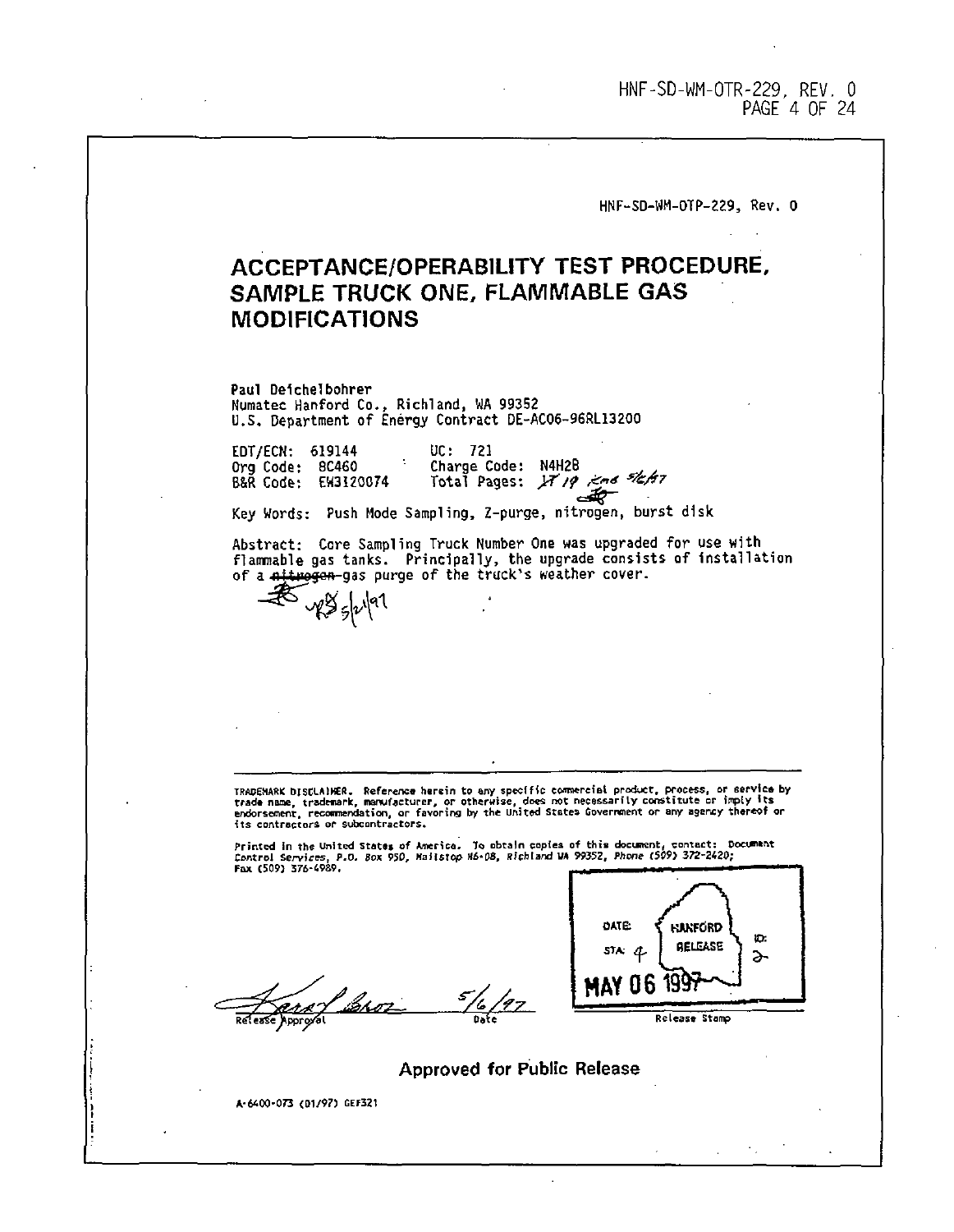HNF-SD-WM-OTP-229, Rev. 0

# ACCEPTANCE/OPERABILITY TEST PROCEDURE, SAMPLE TRUCK ONE, FLAMMABLE GAS MODIFICATIONS

Paul Deichelbohrer
Numatec Hanford Co., Richland, WA 99352
U.S. Department of Energy Contract DE-AC06-96RL13200

EDT/ECN: 619144 UC: 721
Org Code: 8C460 Charge Code: N4H2B
B&R Code: EW3120074 Total Pages: ~~17~~ 19 KMB 5/6/97

Key Words: Push Mode Sampling, Z-purge, nitrogen, burst disk

Abstract: Core Sampling Truck Number One was upgraded for use with flammable gas tanks. Principally, the upgrade consists of installation of a ~~nitrogen~~ gas purge of the truck's weather cover.

5/2/97

TRADEMARK DISCLAIMER. Reference herein to any specific commercial product, process, or service by trade name, trademark, manufacturer, or otherwise, does not necessarily constitute or imply its endorsement, recommendation, or favoring by the United States Government or any agency thereof or its contractors or subcontractors.

Printed in the United States of America. To obtain copies of this document, contact: Document Control Services, P.O. Box 950, Mailstop H6-08, Richland WA 99352, Phone (509) 372-2420; Fax (509) 376-4989.

Release Approval 5/6/97
Date

DATE: HANFORD RELEASE
STA: 4 ID: 2
MAY 06 1997

Release Stamp

**Approved for Public Release**

A-6400-073 (01/97) GEF321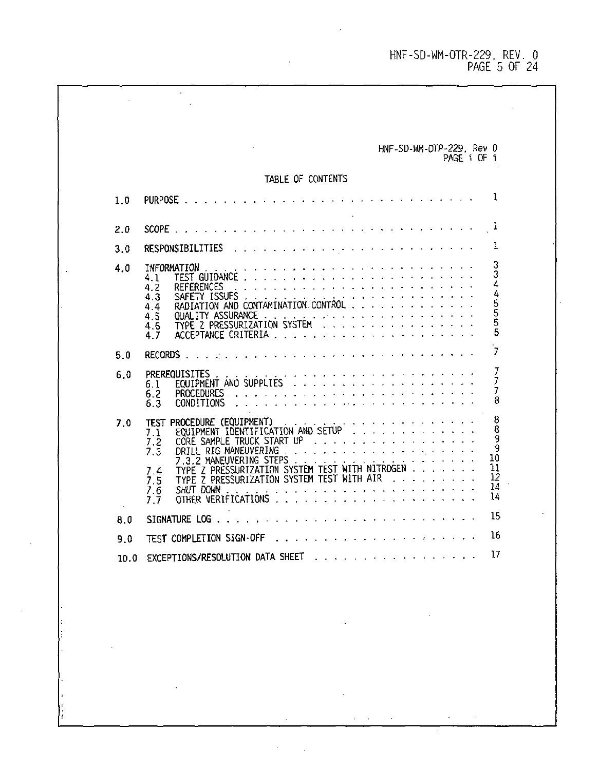# TABLE OF CONTENTS

| | | |
|---|---|---|
| 1.0 | PURPOSE | 1 |
| 2.0 | SCOPE | 1 |
| 3.0 | RESPONSIBILITIES | 1 |
| 4.0 | INFORMATION | 3 |
| | 4.1 TEST GUIDANCE | 3 |
| | 4.2 REFERENCES | 4 |
| | 4.3 SAFETY ISSUES | 4 |
| | 4.4 RADIATION AND CONTAMINATION CONTROL | 5 |
| | 4.5 QUALITY ASSURANCE | 5 |
| | 4.6 TYPE Z PRESSURIZATION SYSTEM | 5 |
| | 4.7 ACCEPTANCE CRITERIA | 5 |
| 5.0 | RECORDS | 7 |
| 6.0 | PREREQUISITES | 7 |
| | 6.1 EQUIPMENT AND SUPPLIES | 7 |
| | 6.2 PROCEDURES | 7 |
| | 6.3 CONDITIONS | 8 |
| 7.0 | TEST PROCEDURE (EQUIPMENT) | 8 |
| | 7.1 EQUIPMENT IDENTIFICATION AND SETUP | 8 |
| | 7.2 CORE SAMPLE TRUCK START UP | 9 |
| | 7.3 DRILL RIG MANEUVERING | 9 |
| | 7.3.2 MANEUVERING STEPS | 10 |
| | 7.4 TYPE Z PRESSURIZATION SYSTEM TEST WITH NITROGEN | 11 |
| | 7.5 TYPE Z PRESSURIZATION SYSTEM TEST WITH AIR | 12 |
| | 7.6 SHUT DOWN | 14 |
| | 7.7 OTHER VERIFICATIONS | 14 |
| 8.0 | SIGNATURE LOG | 15 |
| 9.0 | TEST COMPLETION SIGN-OFF | 16 |
| 10.0 | EXCEPTIONS/RESOLUTION DATA SHEET | 17 |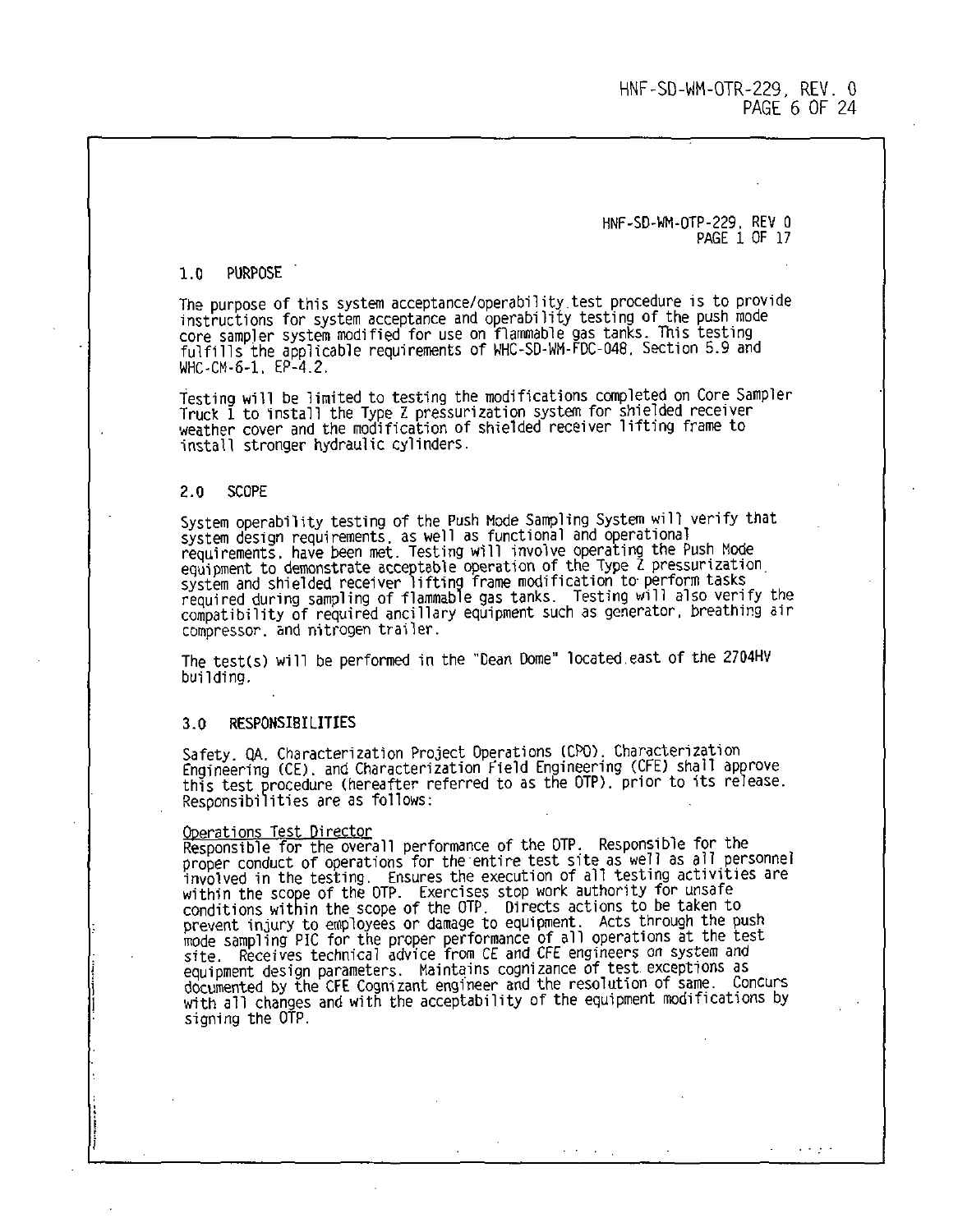## 1.0 PURPOSE

The purpose of this system acceptance/operability test procedure is to provide instructions for system acceptance and operability testing of the push mode core sampler system modified for use on flammable gas tanks. This testing fulfills the applicable requirements of WHC-SD-WM-FDC-048, Section 5.9 and WHC-CM-6-1, EP-4.2.

Testing will be limited to testing the modifications completed on Core Sampler Truck 1 to install the Type Z pressurization system for shielded receiver weather cover and the modification of shielded receiver lifting frame to install stronger hydraulic cylinders.

## 2.0 SCOPE

System operability testing of the Push Mode Sampling System will verify that system design requirements, as well as functional and operational requirements, have been met. Testing will involve operating the Push Mode equipment to demonstrate acceptable operation of the Type Z pressurization system and shielded receiver lifting frame modification to perform tasks required during sampling of flammable gas tanks. Testing will also verify the compatibility of required ancillary equipment such as generator, breathing air compressor, and nitrogen trailer.

The test(s) will be performed in the "Dean Dome" located east of the 2704HV building.

## 3.0 RESPONSIBILITIES

Safety, QA, Characterization Project Operations (CPO), Characterization Engineering (CE), and Characterization Field Engineering (CFE) shall approve this test procedure (hereafter referred to as the OTP), prior to its release. Responsibilities are as follows:

Operations Test Director
Responsible for the overall performance of the OTP. Responsible for the proper conduct of operations for the entire test site as well as all personnel involved in the testing. Ensures the execution of all testing activities are within the scope of the OTP. Exercises stop work authority for unsafe conditions within the scope of the OTP. Directs actions to be taken to prevent injury to employees or damage to equipment. Acts through the push mode sampling PIC for the proper performance of all operations at the test site. Receives technical advice from CE and CFE engineers on system and equipment design parameters. Maintains cognizance of test exceptions as documented by the CFE Cognizant engineer and the resolution of same. Concurs with all changes and with the acceptability of the equipment modifications by signing the OTP.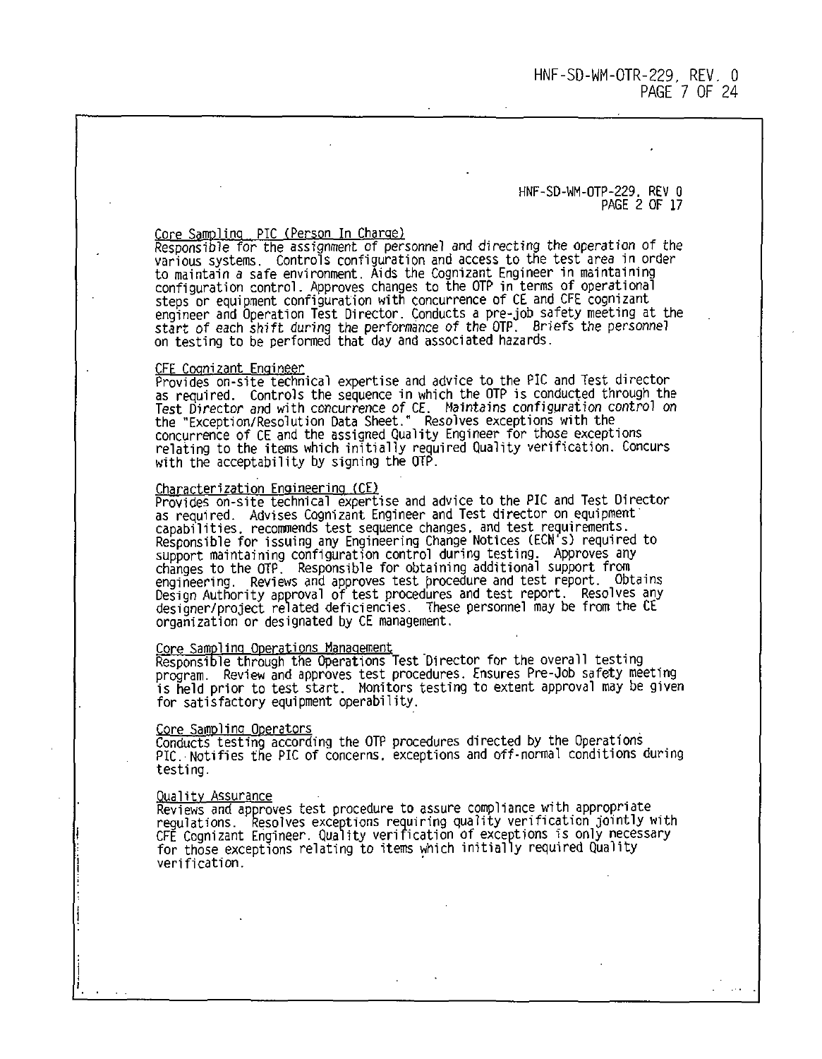Core Sampling PIC (Person In Charge)

Responsible for the assignment of personnel and directing the operation of the various systems. Controls configuration and access to the test area in order to maintain a safe environment. Aids the Cognizant Engineer in maintaining configuration control. Approves changes to the OTP in terms of operational steps or equipment configuration with concurrence of CE and CFE cognizant engineer and Operation Test Director. Conducts a pre-job safety meeting at the start of each shift during the performance of the OTP. Briefs the personnel on testing to be performed that day and associated hazards.

CFE Cognizant Engineer

Provides on-site technical expertise and advice to the PIC and Test director as required. Controls the sequence in which the OTP is conducted through the Test Director and with concurrence of CE. Maintains configuration control on the "Exception/Resolution Data Sheet." Resolves exceptions with the concurrence of CE and the assigned Quality Engineer for those exceptions relating to the items which initially required Quality verification. Concurs with the acceptability by signing the OTP.

Characterization Engineering (CE)

Provides on-site technical expertise and advice to the PIC and Test Director as required. Advises Cognizant Engineer and Test director on equipment capabilities, recommends test sequence changes, and test requirements. Responsible for issuing any Engineering Change Notices (ECN's) required to support maintaining configuration control during testing. Approves any changes to the OTP. Responsible for obtaining additional support from engineering. Reviews and approves test procedure and test report. Obtains Design Authority approval of test procedures and test report. Resolves any designer/project related deficiencies. These personnel may be from the CE organization or designated by CE management.

Core Sampling Operations Management

Responsible through the Operations Test Director for the overall testing program. Review and approves test procedures. Ensures Pre-Job safety meeting is held prior to test start. Monitors testing to extent approval may be given for satisfactory equipment operability.

Core Sampling Operators

Conducts testing according the OTP procedures directed by the Operations PIC. Notifies the PIC of concerns, exceptions and off-normal conditions during testing.

Quality Assurance

Reviews and approves test procedure to assure compliance with appropriate regulations. Resolves exceptions requiring quality verification jointly with CFE Cognizant Engineer. Quality verification of exceptions is only necessary for those exceptions relating to items which initially required Quality verification.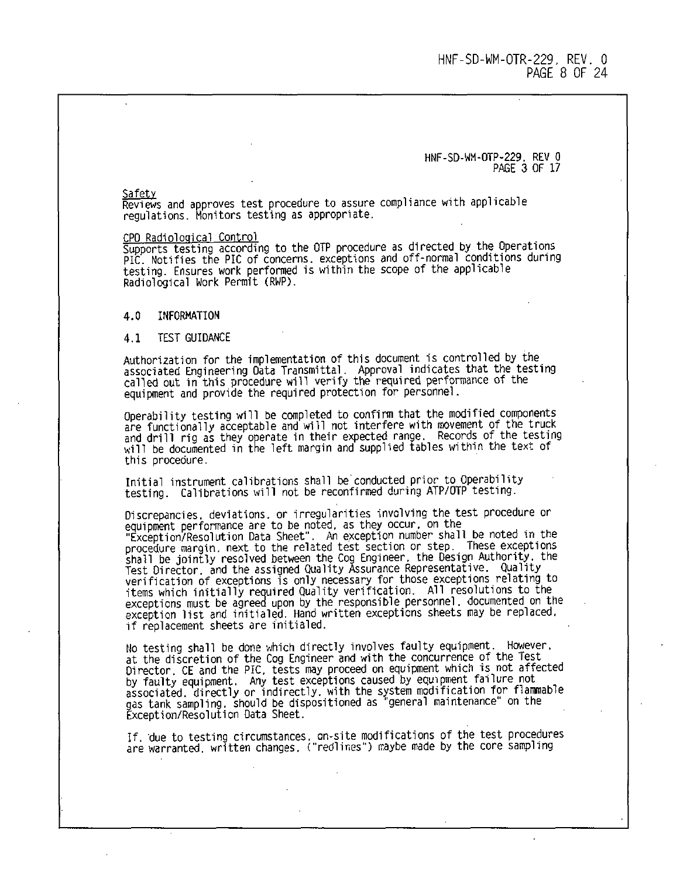Safety
Reviews and approves test procedure to assure compliance with applicable regulations. Monitors testing as appropriate.

CPO Radiological Control
Supports testing according to the OTP procedure as directed by the Operations PIC. Notifies the PIC of concerns, exceptions and off-normal conditions during testing. Ensures work performed is within the scope of the applicable Radiological Work Permit (RWP).

## 4.0 INFORMATION

### 4.1 TEST GUIDANCE

Authorization for the implementation of this document is controlled by the associated Engineering Data Transmittal. Approval indicates that the testing called out in this procedure will verify the required performance of the equipment and provide the required protection for personnel.

Operability testing will be completed to confirm that the modified components are functionally acceptable and will not interfere with movement of the truck and drill rig as they operate in their expected range. Records of the testing will be documented in the left margin and supplied tables within the text of this procedure.

Initial instrument calibrations shall be conducted prior to Operability testing. Calibrations will not be reconfirmed during ATP/OTP testing.

Discrepancies, deviations, or irregularities involving the test procedure or equipment performance are to be noted, as they occur, on the "Exception/Resolution Data Sheet". An exception number shall be noted in the procedure margin, next to the related test section or step. These exceptions shall be jointly resolved between the Cog Engineer, the Design Authority, the Test Director, and the assigned Quality Assurance Representative. Quality verification of exceptions is only necessary for those exceptions relating to items which initially required Quality verification. All resolutions to the exceptions must be agreed upon by the responsible personnel, documented on the exception list and initialed. Hand written exceptions sheets may be replaced, if replacement sheets are initialed.

No testing shall be done which directly involves faulty equipment. However, at the discretion of the Cog Engineer and with the concurrence of the Test Director, CE and the PIC, tests may proceed on equipment which is not affected by faulty equipment. Any test exceptions caused by equipment failure not associated, directly or indirectly, with the system modification for flammable gas tank sampling, should be dispositioned as "general maintenance" on the Exception/Resolution Data Sheet.

If, due to testing circumstances, on-site modifications of the test procedures are warranted, written changes, ("redlines") maybe made by the core sampling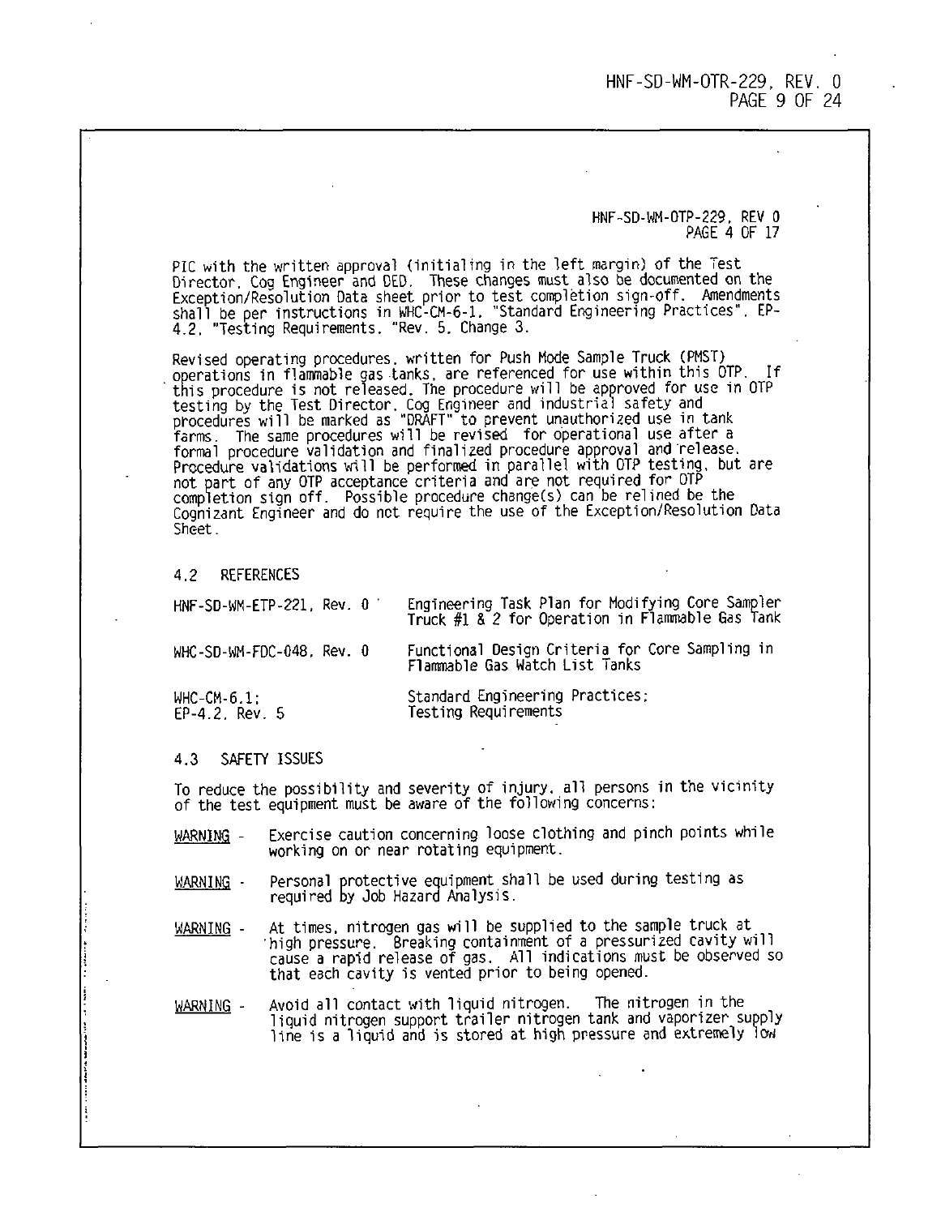PIC with the written approval (initialing in the left margin) of the Test Director, Cog Engineer and OED. These changes must also be documented on the Exception/Resolution Data sheet prior to test completion sign-off. Amendments shall be per instructions in WHC-CM-6-1, "Standard Engineering Practices", EP-4.2, "Testing Requirements, "Rev. 5, Change 3.

Revised operating procedures, written for Push Mode Sample Truck (PMST) operations in flammable gas tanks, are referenced for use within this OTP. If this procedure is not released. The procedure will be approved for use in OTP testing by the Test Director, Cog Engineer and industrial safety and procedures will be marked as "DRAFT" to prevent unauthorized use in tank farms. The same procedures will be revised for operational use after a formal procedure validation and finalized procedure approval and release. Procedure validations will be performed in parallel with OTP testing, but are not part of any OTP acceptance criteria and are not required for OTP completion sign off. Possible procedure change(s) can be relined be the Cognizant Engineer and do not require the use of the Exception/Resolution Data Sheet.

## 4.2 REFERENCES

| | |
|---|---|
| HNF-SD-WM-ETP-221, Rev. 0 | Engineering Task Plan for Modifying Core Sampler Truck #1 & 2 for Operation in Flammable Gas Tank |
| WHC-SD-WM-FDC-048, Rev. 0 | Functional Design Criteria for Core Sampling in Flammable Gas Watch List Tanks |
| WHC-CM-6.1; EP-4.2, Rev. 5 | Standard Engineering Practices; Testing Requirements |

## 4.3 SAFETY ISSUES

To reduce the possibility and severity of injury, all persons in the vicinity of the test equipment must be aware of the following concerns:

WARNING - Exercise caution concerning loose clothing and pinch points while working on or near rotating equipment.

WARNING - Personal protective equipment shall be used during testing as required by Job Hazard Analysis.

WARNING - At times, nitrogen gas will be supplied to the sample truck at high pressure. Breaking containment of a pressurized cavity will cause a rapid release of gas. All indications must be observed so that each cavity is vented prior to being opened.

WARNING - Avoid all contact with liquid nitrogen. The nitrogen in the liquid nitrogen support trailer nitrogen tank and vaporizer supply line is a liquid and is stored at high pressure and extremely low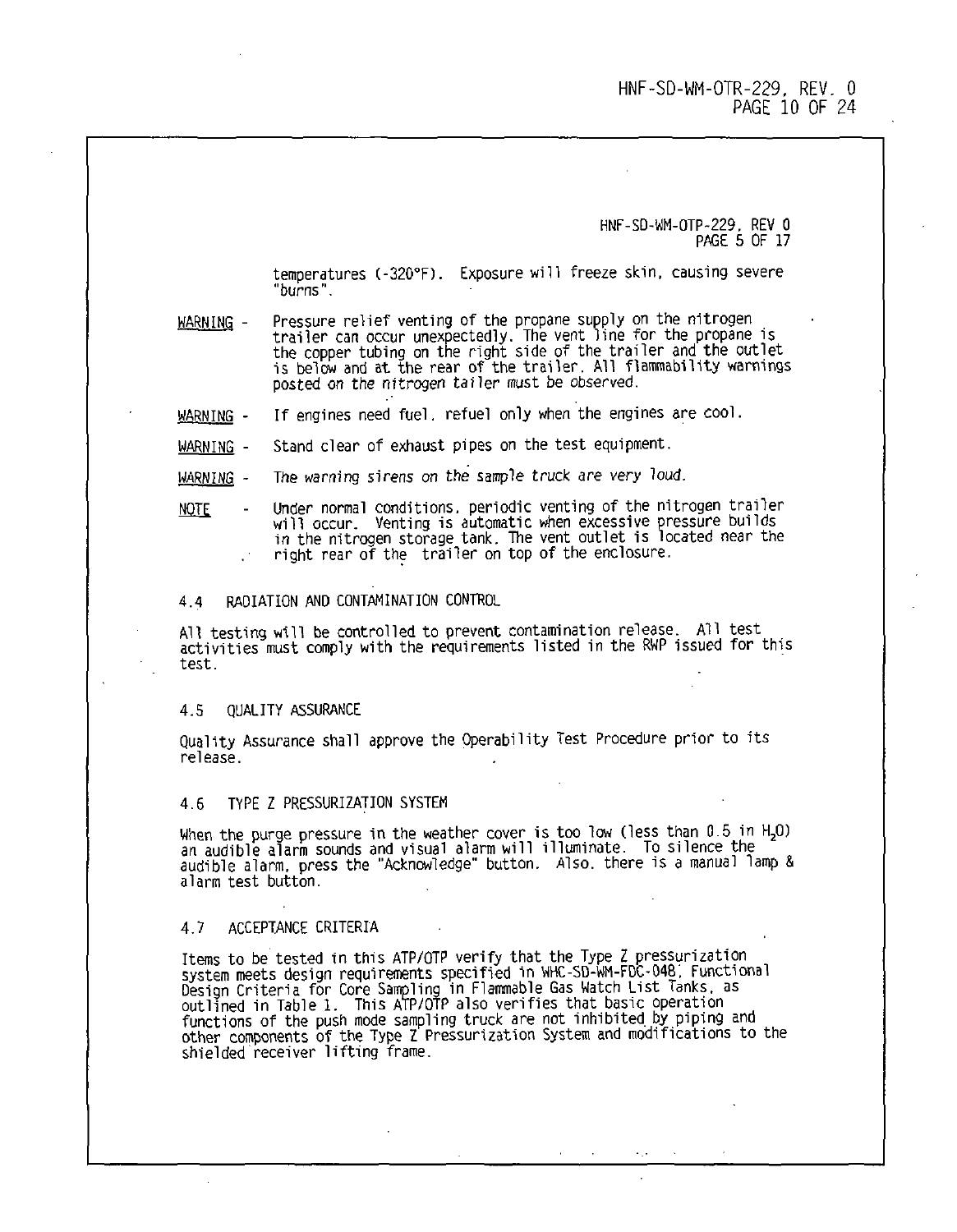temperatures (-320°F). Exposure will freeze skin, causing severe "burns".

WARNING - Pressure relief venting of the propane supply on the nitrogen trailer can occur unexpectedly. The vent line for the propane is the copper tubing on the right side of the trailer and the outlet is below and at the rear of the trailer. All flammability warnings posted on the nitrogen tailer must be observed.

WARNING - If engines need fuel, refuel only when the engines are cool.

WARNING - Stand clear of exhaust pipes on the test equipment.

WARNING - The warning sirens on the sample truck are very loud.

NOTE - Under normal conditions, periodic venting of the nitrogen trailer will occur. Venting is automatic when excessive pressure builds in the nitrogen storage tank. The vent outlet is located near the right rear of the trailer on top of the enclosure.

## 4.4 RADIATION AND CONTAMINATION CONTROL

All testing will be controlled to prevent contamination release. All test activities must comply with the requirements listed in the RWP issued for this test.

## 4.5 QUALITY ASSURANCE

Quality Assurance shall approve the Operability Test Procedure prior to its release.

## 4.6 TYPE Z PRESSURIZATION SYSTEM

When the purge pressure in the weather cover is too low (less than 0.5 in $H_2O$) an audible alarm sounds and visual alarm will illuminate. To silence the audible alarm, press the "Acknowledge" button. Also, there is a manual lamp & alarm test button.

## 4.7 ACCEPTANCE CRITERIA

Items to be tested in this ATP/OTP verify that the Type Z pressurization system meets design requirements specified in WHC-SD-WM-FDC-048, Functional Design Criteria for Core Sampling in Flammable Gas Watch List Tanks, as outlined in Table 1. This ATP/OTP also verifies that basic operation functions of the push mode sampling truck are not inhibited by piping and other components of the Type Z Pressurization System and modifications to the shielded receiver lifting frame.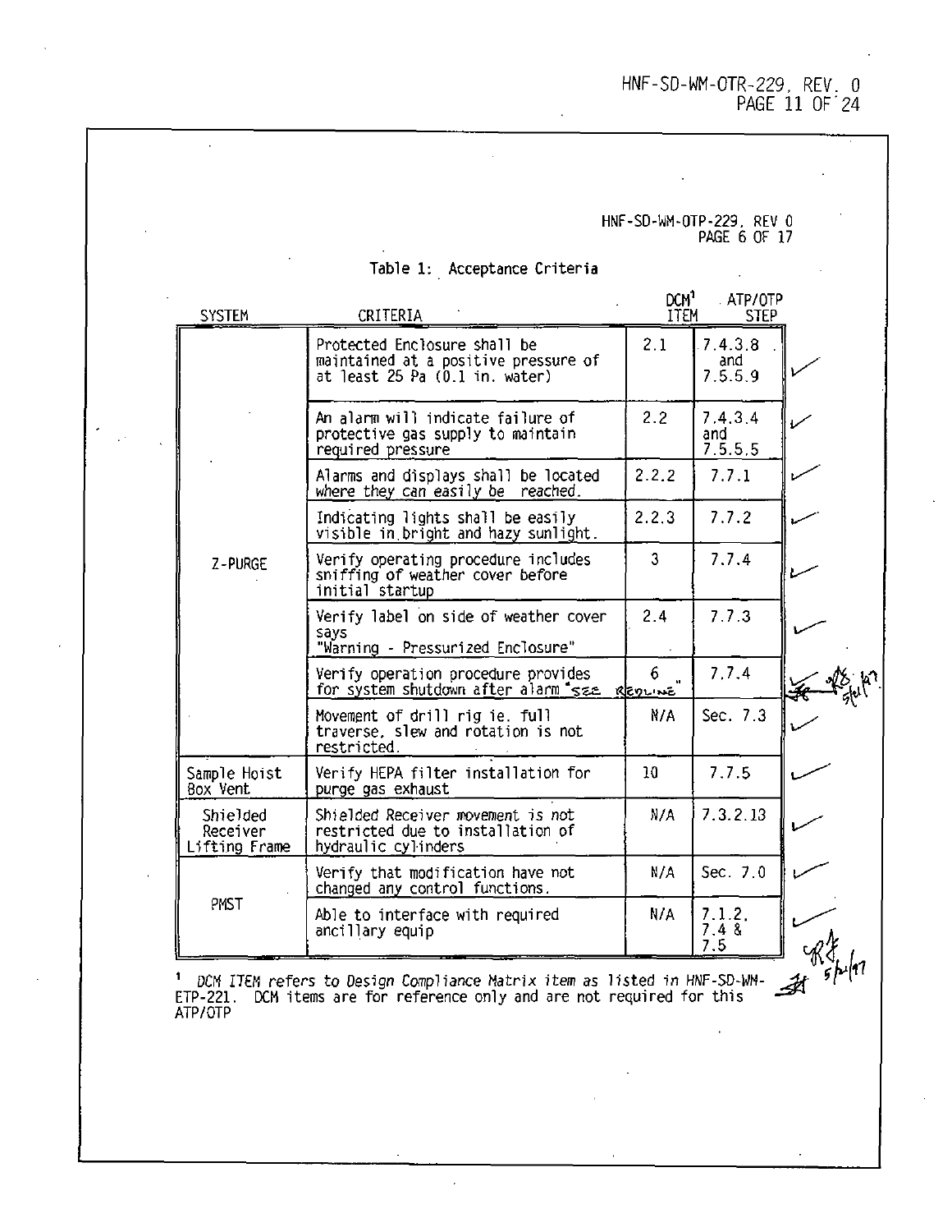Table 1: Acceptance Criteria

| SYSTEM | CRITERIA | DCM[1] ITEM | ATP/OTP STEP |
|---|---|---|---|
| Z-PURGE | Protected Enclosure shall be maintained at a positive pressure of at least 25 Pa (0.1 in. water) | 2.1 | 7.4.3.8 and 7.5.5.9 |
| | An alarm will indicate failure of protective gas supply to maintain required pressure | 2.2 | 7.4.3.4 and 7.5.5.5 |
| | Alarms and displays shall be located where they can easily be reached. | 2.2.2 | 7.7.1 |
| | Indicating lights shall be easily visible in bright and hazy sunlight. | 2.2.3 | 7.7.2 |
| | Verify operating procedure includes sniffing of weather cover before initial startup | 3 | 7.7.4 |
| | Verify label on side of weather cover says "Warning - Pressurized Enclosure" | 2.4 | 7.7.3 |
| | Verify operation procedure provides for system shutdown after alarm "SEE REDLINE" | 6 | 7.7.4 |
| | Movement of drill rig ie. full traverse, slew and rotation is not restricted. | N/A | Sec. 7.3 |
| Sample Hoist Box Vent | Verify HEPA filter installation for purge gas exhaust | 10 | 7.7.5 |
| Shielded Receiver Lifting Frame | Shielded Receiver movement is not restricted due to installation of hydraulic cylinders | N/A | 7.3.2.13 |
| PMST | Verify that modification have not changed any control functions. | N/A | Sec. 7.0 |
| | Able to interface with required ancillary equip | N/A | 7.1.2, 7.4 & 7.5 |

[1] *DCM ITEM refers to Design Compliance Matrix item as listed in HNF-SD-WM-ETP-221.* DCM items are for reference only and are not required for this ATP/OTP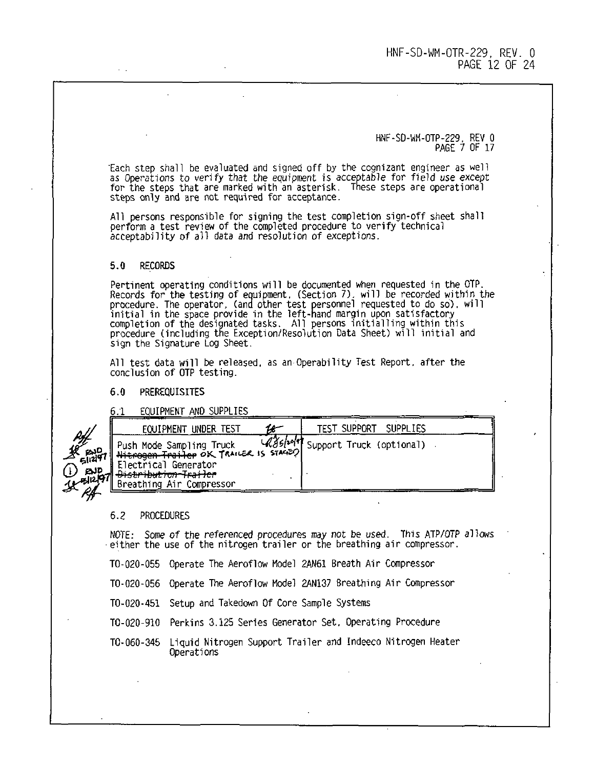Each step shall be evaluated and signed off by the cognizant engineer as well as Operations to verify that the equipment is acceptable for field use except for the steps that are marked with an asterisk. These steps are operational steps only and are not required for acceptance.

All persons responsible for signing the test completion sign-off sheet shall perform a test review of the completed procedure to verify technical acceptability of all data and resolution of exceptions.

## 5.0 RECORDS

Pertinent operating conditions will be documented when requested in the OTP. Records for the testing of equipment, (Section 7), will be recorded within the procedure. The operator, (and other test personnel requested to do so), will initial in the space provide in the left-hand margin upon satisfactory completion of the designated tasks. All persons initialling within this procedure (including the Exception/Resolution Data Sheet) will initial and sign the Signature Log Sheet.

All test data will be released, as an Operability Test Report, after the conclusion of OTP testing.

## 6.0 PREREQUISITES

### 6.1 EQUIPMENT AND SUPPLIES

| EQUIPMENT UNDER TEST | TEST SUPPORT SUPPLIES |
|---|---|
| Push Mode Sampling Truck<br>~~Nitrogen Trailer~~ OK TRAILER IS STAGED<br>Electrical Generator<br>~~Distribution Trailer~~<br>Breathing Air Compressor | Support Truck (optional) |

### 6.2 PROCEDURES

*NOTE: Some of the referenced procedures may not be used. This ATP/OTP allows either the use of the nitrogen trailer or the breathing air compressor.*

TO-020-055 Operate The Aeroflow Model 2AN61 Breath Air Compressor

TO-020-056 Operate The Aeroflow Model 2AN137 Breathing Air Compressor

TO-020-451 Setup and Takedown Of Core Sample Systems

TO-020-910 Perkins 3.125 Series Generator Set, Operating Procedure

TO-060-345 Liquid Nitrogen Support Trailer and Indeeco Nitrogen Heater Operations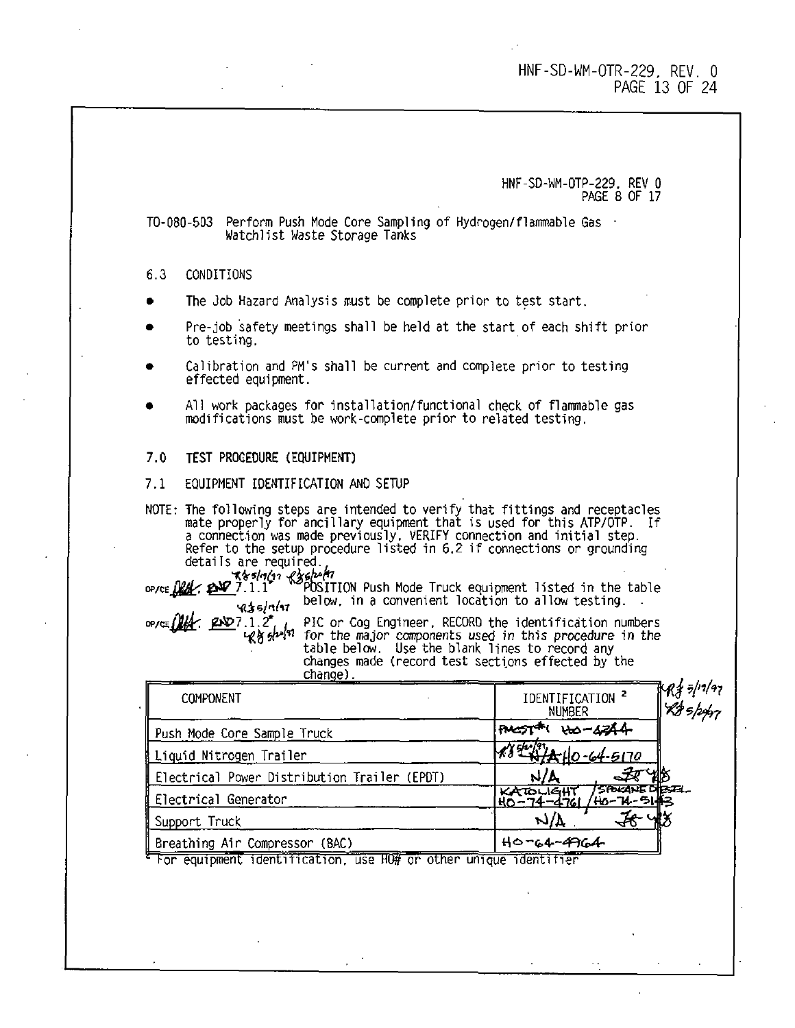TO-080-503 Perform Push Mode Core Sampling of Hydrogen/flammable Gas Watchlist Waste Storage Tanks

6.3 CONDITIONS

- The Job Hazard Analysis must be complete prior to test start.
- Pre-job safety meetings shall be held at the start of each shift prior to testing.
- Calibration and PM's shall be current and complete prior to testing effected equipment.
- All work packages for installation/functional check of flammable gas modifications must be work-complete prior to related testing.

## 7.0 TEST PROCEDURE (EQUIPMENT)

### 7.1 EQUIPMENT IDENTIFICATION AND SETUP

NOTE: The following steps are intended to verify that fittings and receptacles mate properly for ancillary equipment that is used for this ATP/OTP. If a connection was made previously, VERIFY connection and initial step. Refer to the setup procedure listed in 6.2 if connections or grounding details are required.

OP/CE ~~DEK~~ END 7.1.1* POSITION Push Mode Truck equipment listed in the table below, in a convenient location to allow testing.

OP/CE ~~DEK~~ END 7.1.2* PIC or Cog Engineer, RECORD the identification numbers for the major components used in this procedure in the table below. Use the blank lines to record any changes made (record test sections effected by the change).

| COMPONENT | IDENTIFICATION NUMBER [2] |
|---|---|
| Push Mode Core Sample Truck | PMCST #1 HO-4744 |
| Liquid Nitrogen Trailer | ~~N/A~~ HO-64-5170 |
| Electrical Power Distribution Trailer (EPDT) | N/A |
| Electrical Generator | KATOLIGHT HO-74-4761 / SPOKANE DIESEL HO-74-5143 |
| Support Truck | N/A |
| Breathing Air Compressor (BAC) | HO-64-4964 |

[2] For equipment identification, use HO# or other unique identifier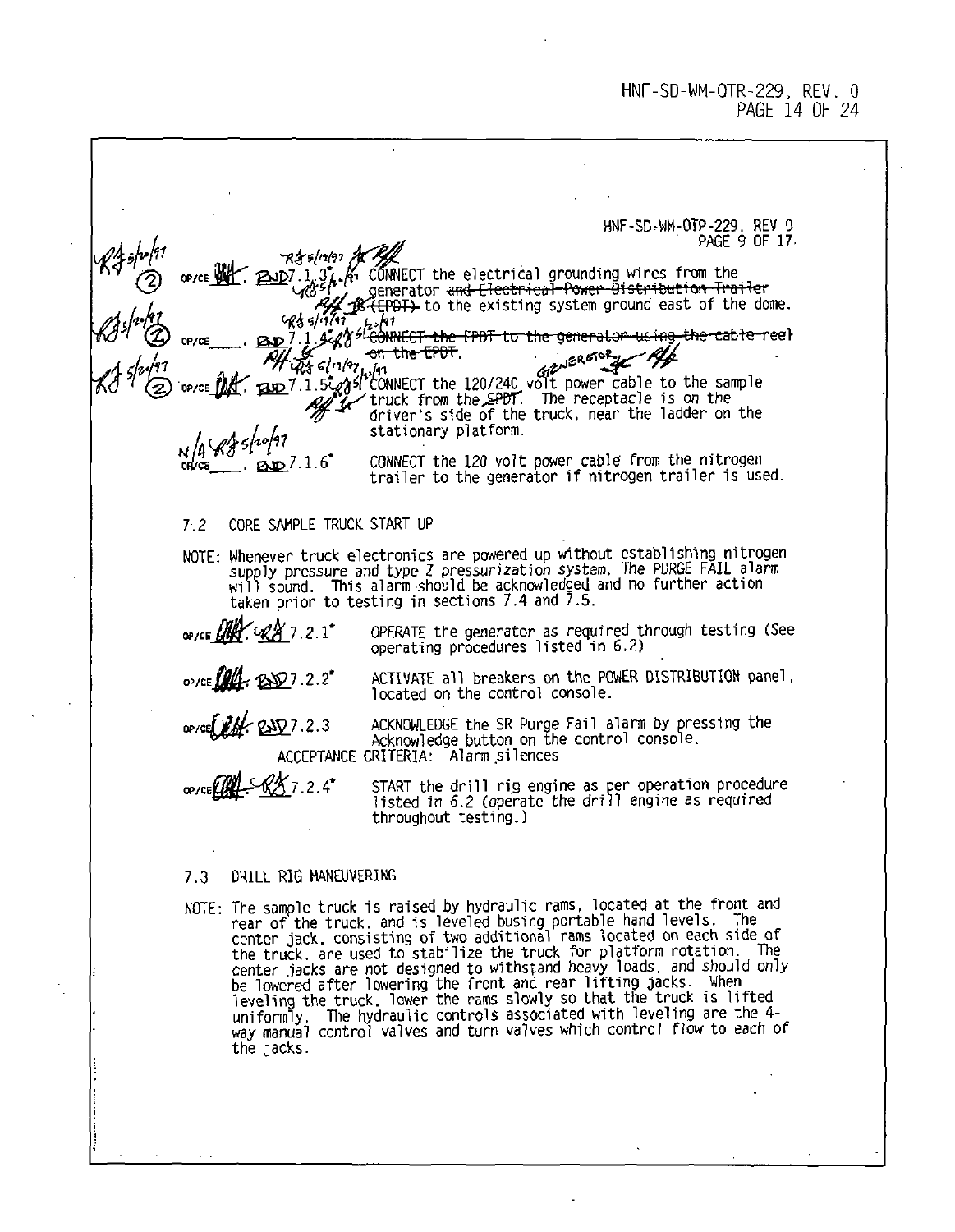OP/CE ____ . 7.1.3* CONNECT the electrical grounding wires from the generator ~~and Electrical Power Distribution Trailer (EPDT)~~ to the existing system ground east of the dome.

OP/CE ____ . 7.1.4* ~~CONNECT the EPDT to the generator using the cable reel on the EPDT.~~

OP/CE ____ . 7.1.5* CONNECT the 120/240 volt power cable to the sample truck from the ~~EPDT~~ GENERATOR. The receptacle is on the driver's side of the truck, near the ladder on the stationary platform.

N/A OP/CE ____ . 7.1.6* CONNECT the 120 volt power cable from the nitrogen trailer to the generator if nitrogen trailer is used.

## 7.2 CORE SAMPLE TRUCK START UP

NOTE: Whenever truck electronics are powered up without establishing nitrogen supply pressure and type Z pressurization system, The PURGE FAIL alarm will sound. This alarm should be acknowledged and no further action taken prior to testing in sections 7.4 and 7.5.

OP/CE ____ . 7.2.1* OPERATE the generator as required through testing (See operating procedures listed in 6.2)

OP/CE ____ . 7.2.2* ACTIVATE all breakers on the POWER DISTRIBUTION panel, located on the control console.

OP/CE ____ . 7.2.3 ACKNOWLEDGE the SR Purge Fail alarm by pressing the Acknowledge button on the control console.
ACCEPTANCE CRITERIA: Alarm silences

OP/CE ____ . 7.2.4* START the drill rig engine as per operation procedure listed in 6.2 (operate the drill engine as required throughout testing.)

## 7.3 DRILL RIG MANEUVERING

NOTE: The sample truck is raised by hydraulic rams, located at the front and rear of the truck, and is leveled busing portable hand levels. The center jack, consisting of two additional rams located on each side of the truck, are used to stabilize the truck for platform rotation. The center jacks are not designed to withstand heavy loads, and should only be lowered after lowering the front and rear lifting jacks. When leveling the truck, lower the rams slowly so that the truck is lifted uniformly. The hydraulic controls associated with leveling are the 4-way manual control valves and turn valves which control flow to each of the jacks.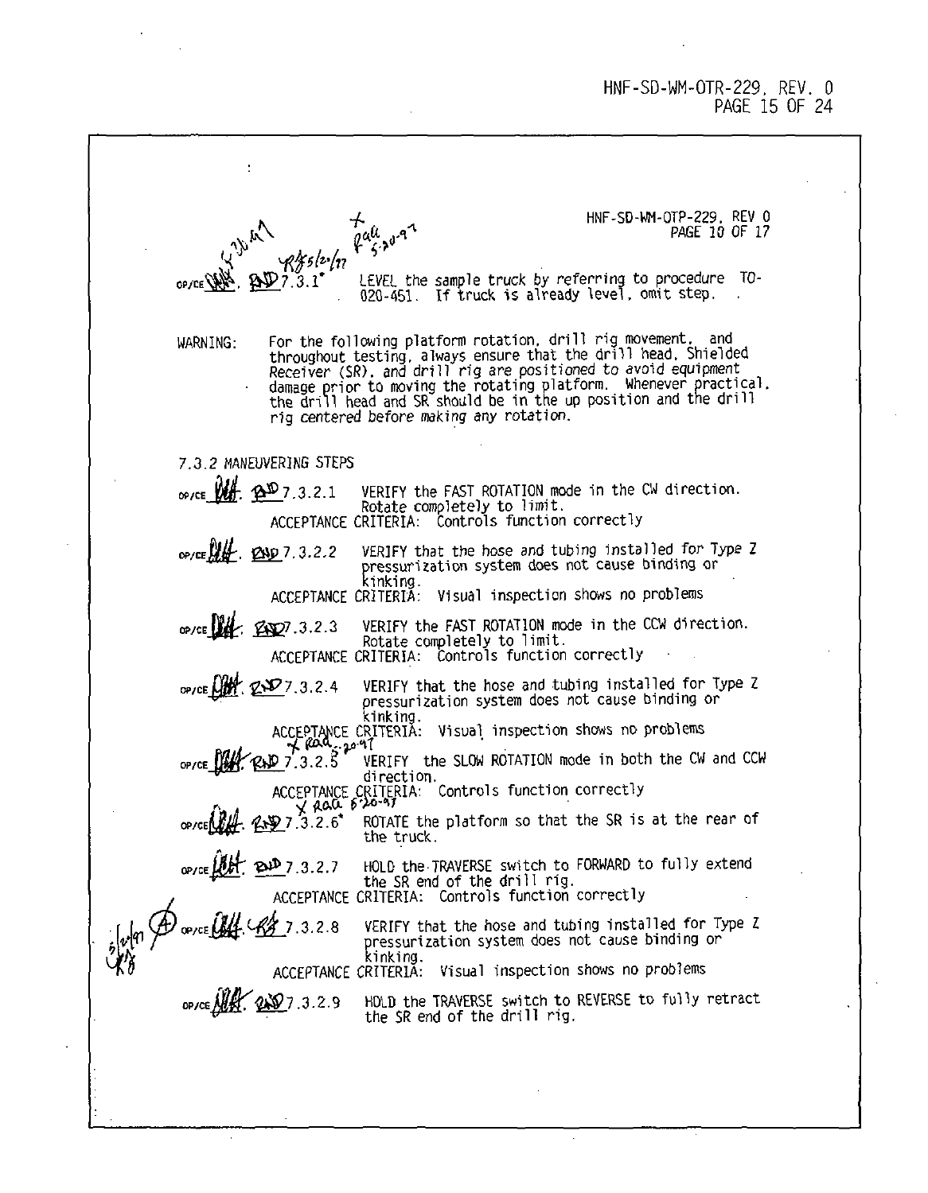OP/CE ______ 7.3.1* LEVEL the sample truck by referring to procedure TO-020-451. If truck is already level, omit step.

WARNING: For the following platform rotation, drill rig movement, and throughout testing, always ensure that the drill head, Shielded Receiver (SR), and drill rig are positioned to avoid equipment damage prior to moving the rotating platform. Whenever practical, the drill head and SR should be in the up position and the drill rig centered before making any rotation.

7.3.2 MANEUVERING STEPS

OP/CE ______ 7.3.2.1 VERIFY the FAST ROTATION mode in the CW direction. Rotate completely to limit.
ACCEPTANCE CRITERIA: Controls function correctly

OP/CE ______ 7.3.2.2 VERIFY that the hose and tubing installed for Type Z pressurization system does not cause binding or kinking.
ACCEPTANCE CRITERIA: Visual inspection shows no problems

OP/CE ______ 7.3.2.3 VERIFY the FAST ROTATION mode in the CCW direction. Rotate completely to limit.
ACCEPTANCE CRITERIA: Controls function correctly

OP/CE ______ 7.3.2.4 VERIFY that the hose and tubing installed for Type Z pressurization system does not cause binding or kinking.
ACCEPTANCE CRITERIA: Visual inspection shows no problems

OP/CE ______ 7.3.2.5* VERIFY the SLOW ROTATION mode in both the CW and CCW direction.
ACCEPTANCE CRITERIA: Controls function correctly

OP/CE ______ 7.3.2.6* ROTATE the platform so that the SR is at the rear of the truck.

OP/CE ______ 7.3.2.7 HOLD the TRAVERSE switch to FORWARD to fully extend the SR end of the drill rig.
ACCEPTANCE CRITERIA: Controls function correctly

OP/CE ______ 7.3.2.8 VERIFY that the hose and tubing installed for Type Z pressurization system does not cause binding or kinking.
ACCEPTANCE CRITERIA: Visual inspection shows no problems

OP/CE ______ 7.3.2.9 HOLD the TRAVERSE switch to REVERSE to fully retract the SR end of the drill rig.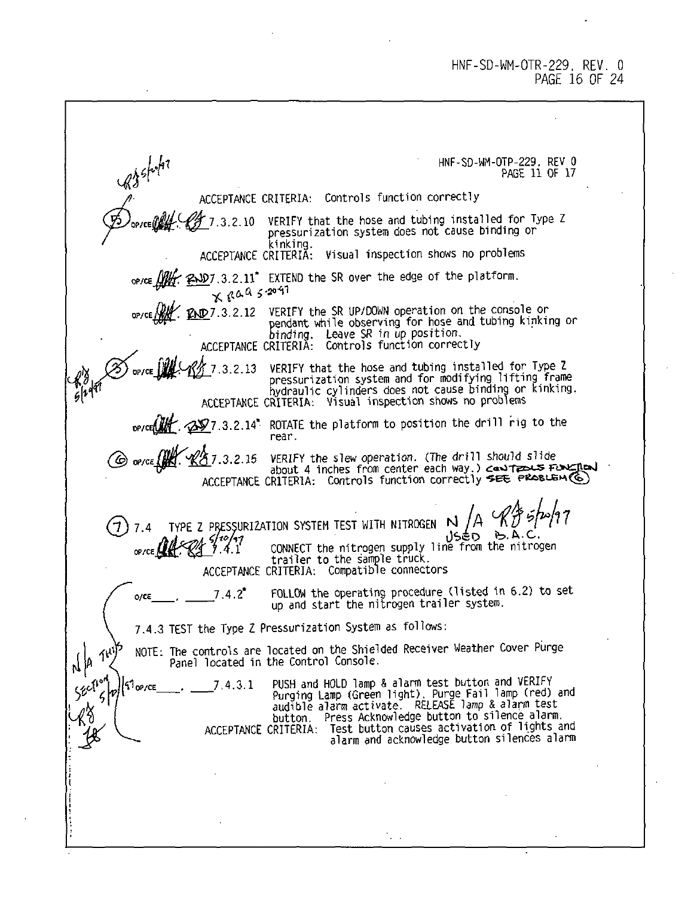ACCEPTANCE CRITERIA: Controls function correctly

(5) OP/CE ____. ____ 7.3.2.10 VERIFY that the hose and tubing installed for Type Z pressurization system does not cause binding or kinking.
ACCEPTANCE CRITERIA: Visual inspection shows no problems

OP/CE ____. ____ 7.3.2.11* EXTEND the SR over the edge of the platform.

OP/CE ____. ____ 7.3.2.12 VERIFY the SR UP/DOWN operation on the console or pendant while observing for hose and tubing kinking or binding. Leave SR in up position.
ACCEPTANCE CRITERIA: Controls function correctly

(3) OP/CE ____. ____ 7.3.2.13 VERIFY that the hose and tubing installed for Type Z pressurization system and for modifying lifting frame hydraulic cylinders does not cause binding or kinking.
ACCEPTANCE CRITERIA: Visual inspection shows no problems

OP/CE ____. ____ 7.3.2.14* ROTATE the platform to position the drill rig to the rear.

(6) OP/CE ____. ____ 7.3.2.15 VERIFY the slew operation. (The drill should slide about 4 inches from center each way.) CONTROLS FUNCTION
ACCEPTANCE CRITERIA: Controls function correctly SEE PROBLEM (6)

(7) 7.4 TYPE Z PRESSURIZATION SYSTEM TEST WITH NITROGEN N/A USED B.A.C.

OP/CE ____. ____ 7.4.1 CONNECT the nitrogen supply line from the nitrogen trailer to the sample truck.
ACCEPTANCE CRITERIA: Compatible connectors

O/CE ____. ____ 7.4.2* FOLLOW the operating procedure (listed in 6.2) to set up and start the nitrogen trailer system.

7.4.3 TEST the Type Z Pressurization System as follows:

NOTE: The controls are located on the Shielded Receiver Weather Cover Purge Panel located in the Control Console.

OP/CE ____. ____ 7.4.3.1 PUSH and HOLD lamp & alarm test button and VERIFY Purging Lamp (Green light), Purge Fail lamp (red) and audible alarm activate. RELEASE lamp & alarm test button. Press Acknowledge button to silence alarm.
ACCEPTANCE CRITERIA: Test button causes activation of lights and alarm and acknowledge button silences alarm

N/A THIS SECTION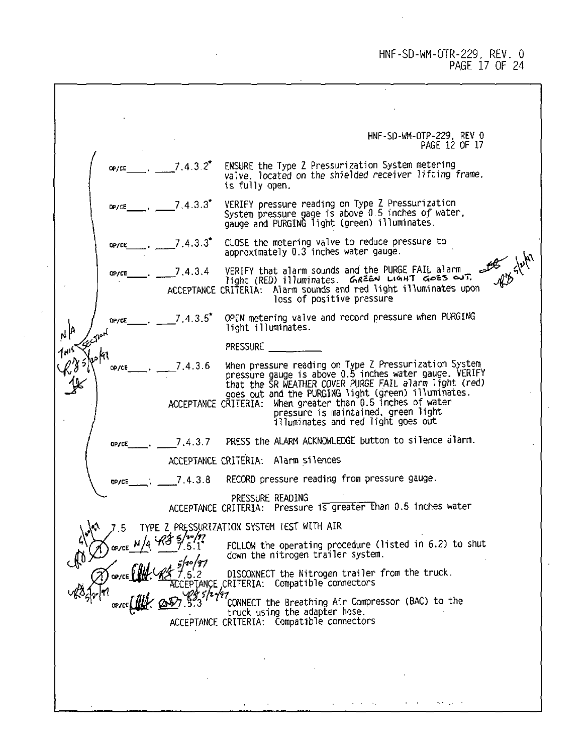HNF-SD-WM-OTP-229, REV 0
PAGE 12 OF 17

OP/CE____. ____7.4.3.2* ENSURE the Type Z Pressurization System metering valve, located on the shielded receiver lifting frame, is fully open.

OP/CE____. ____7.4.3.3* VERIFY pressure reading on Type Z Pressurization System pressure gage is above 0.5 inches of water, gauge and PURGING light (green) illuminates.

OP/CE____. ____7.4.3.3* CLOSE the metering valve to reduce pressure to approximately 0.3 inches water gauge.

OP/CE____. ____7.4.3.4 VERIFY that alarm sounds and the PURGE FAIL alarm light (RED) illuminates. GREEN LIGHT GOES OUT. RS 5/20/97

ACCEPTANCE CRITERIA: Alarm sounds and red light illuminates upon loss of positive pressure

OP/CE____. ____7.4.3.5* OPEN metering valve and record pressure when PURGING light illuminates.

PRESSURE __________

OP/CE____. ____7.4.3.6 When pressure reading on Type Z Pressurization System pressure gauge is above 0.5 inches water gauge, VERIFY that the SR WEATHER COVER PURGE FAIL alarm light (red) goes out and the PURGING light (green) illuminates.

ACCEPTANCE CRITERIA: When greater than 0.5 inches of water pressure is maintained, green light illuminates and red light goes out

OP/CE____. ____7.4.3.7 PRESS the ALARM ACKNOWLEDGE button to silence alarm.

ACCEPTANCE CRITERIA: Alarm silences

OP/CE____. ____7.4.3.8 RECORD pressure reading from pressure gauge.

PRESSURE READING __________

ACCEPTANCE CRITERIA: Pressure is greater than 0.5 inches water

(Handwritten note in margin: N/A THIS SECTION RS 5/20/97)

7.5 TYPE Z PRESSURIZATION SYSTEM TEST WITH AIR

(1) OP/CE N/A RS 5/20/97 7.5.1* FOLLOW the operating procedure (listed in 6.2) to shut down the nitrogen trailer system.

(2) OP/CE RS 5/20/97 7.5.2 DISCONNECT the Nitrogen trailer from the truck.

ACCEPTANCE CRITERIA: Compatible connectors

OP/CE RS 5/20/97 7.5.3 CONNECT the Breathing Air Compressor (BAC) to the truck using the adapter hose.

ACCEPTANCE CRITERIA: Compatible connectors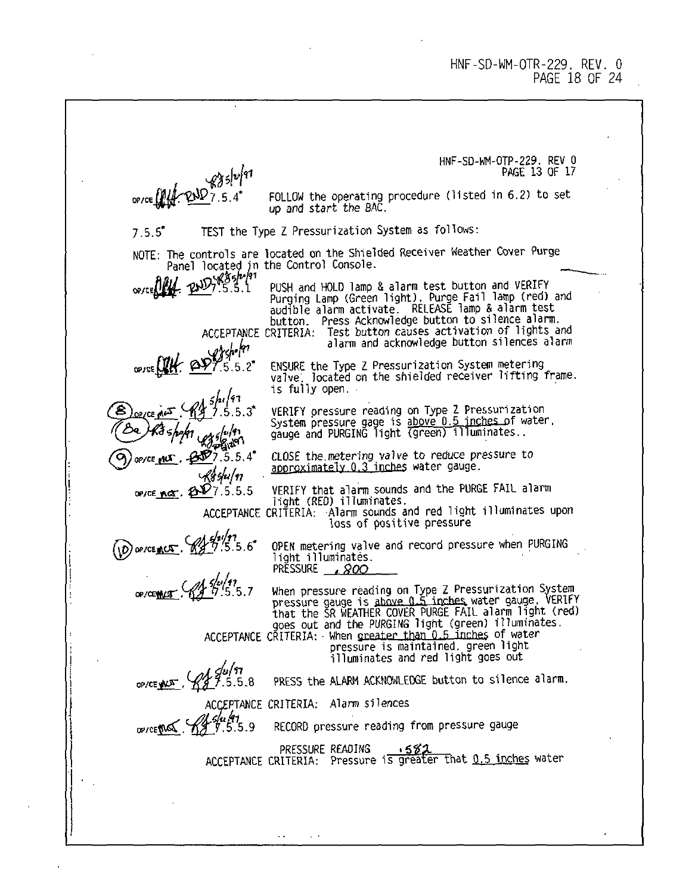HNF-SD-WM-OTP-229, REV 0
PAGE 13 OF 17

OP/CE ______ 7.5.4* FOLLOW the operating procedure (listed in 6.2) to set up and start the BAC.

7.5.5* TEST the Type Z Pressurization System as follows:

NOTE: The controls are located on the Shielded Receiver Weather Cover Purge Panel located in the Control Console.

OP/CE ______ 7.5.5.1 PUSH and HOLD lamp & alarm test button and VERIFY Purging Lamp (Green light), Purge Fail lamp (red) and audible alarm activate. RELEASE lamp & alarm test button. Press Acknowledge button to silence alarm.
ACCEPTANCE CRITERIA: Test button causes activation of lights and alarm and acknowledge button silences alarm

OP/CE ______ 7.5.5.2* ENSURE the Type Z Pressurization System metering valve, located on the shielded receiver lifting frame, is fully open.

(8) OP/CE ______ 7.5.5.3* VERIFY pressure reading on Type Z Pressurization System pressure gage is above 0.5 inches of water, gauge and PURGING light (green) illuminates..

(9) OP/CE ______ 7.5.5.4* CLOSE the metering valve to reduce pressure to approximately 0.3 inches water gauge.

OP/CE ______ 7.5.5.5 VERIFY that alarm sounds and the PURGE FAIL alarm light (RED) illuminates.
ACCEPTANCE CRITERIA: Alarm sounds and red light illuminates upon loss of positive pressure

(10) OP/CE ______ 7.5.5.6* OPEN metering valve and record pressure when PURGING light illuminates.
PRESSURE .800

OP/CE ______ 7.5.5.7 When pressure reading on Type Z Pressurization System pressure gauge is above 0.5 inches water gauge, VERIFY that the SR WEATHER COVER PURGE FAIL alarm light (red) goes out and the PURGING light (green) illuminates.
ACCEPTANCE CRITERIA: When greater than 0.5 inches of water pressure is maintained, green light illuminates and red light goes out

OP/CE ______ 7.5.5.8 PRESS the ALARM ACKNOWLEDGE button to silence alarm.
ACCEPTANCE CRITERIA: Alarm silences

OP/CE ______ 7.5.5.9 RECORD pressure reading from pressure gauge
PRESSURE READING .582
ACCEPTANCE CRITERIA: Pressure is greater that 0.5 inches water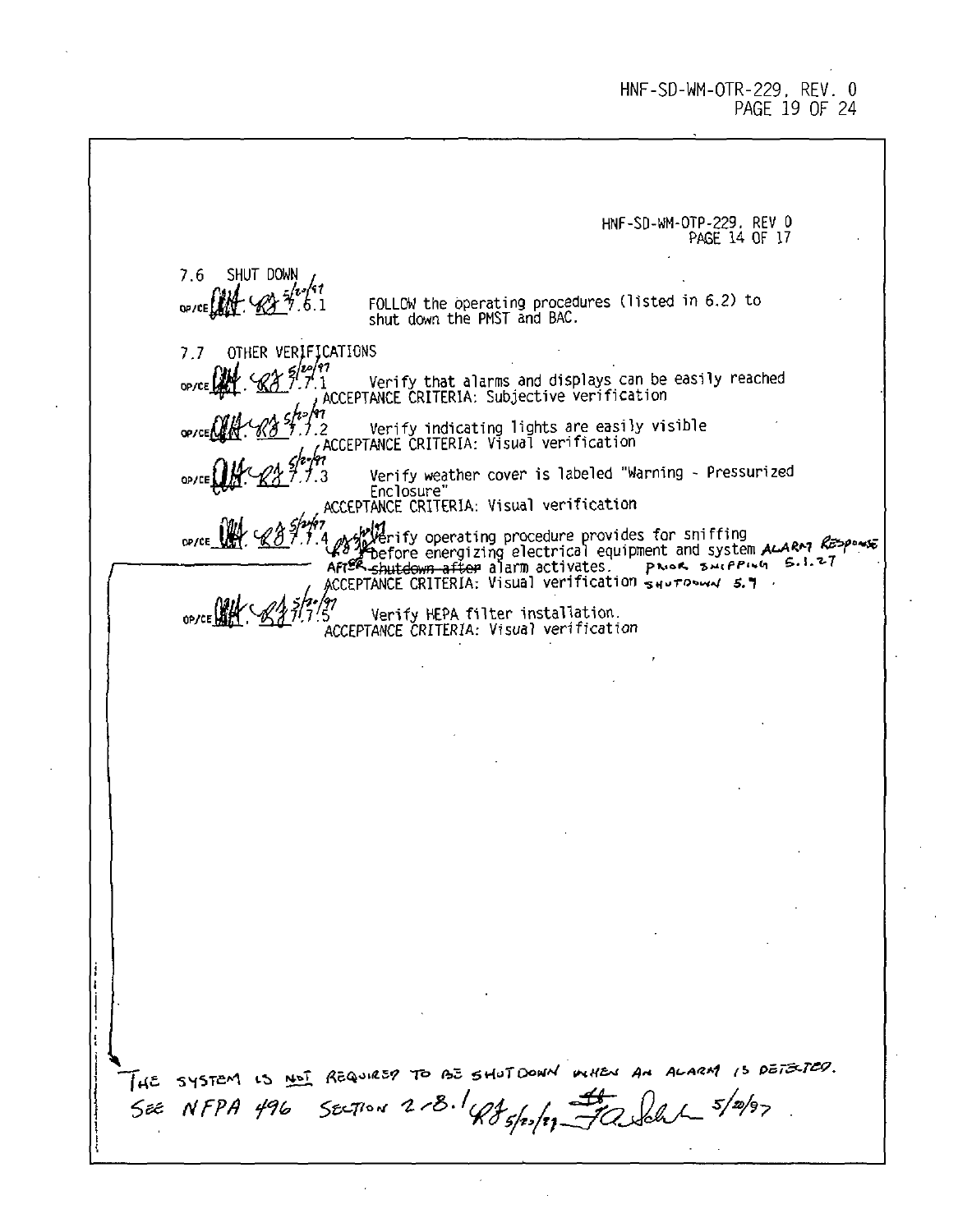HNF-SD-WM-OTP-229, REV 0
PAGE 14 OF 17

7.6 SHUT DOWN

OP/CE ____. ____ 7.6.1 FOLLOW the operating procedures (listed in 6.2) to shut down the PMST and BAC.

7.7 OTHER VERIFICATIONS

OP/CE ____. ____ 7.7.1 Verify that alarms and displays can be easily reached
ACCEPTANCE CRITERIA: Subjective verification

OP/CE ____. ____ 7.7.2 Verify indicating lights are easily visible
ACCEPTANCE CRITERIA: Visual verification

OP/CE ____. ____ 7.7.3 Verify weather cover is labeled "Warning - Pressurized Enclosure"
ACCEPTANCE CRITERIA: Visual verification

OP/CE ____. ____ 7.7.4 Verify operating procedure provides for sniffing before energizing electrical equipment and system ALARM RESPONSE AFTER ~~shutdown after~~ alarm activates. PRIOR SNIFFING 5.1.27
ACCEPTANCE CRITERIA: Visual verification SHUTDOWN 5.7

OP/CE ____. ____ 7.7.5 Verify HEPA filter installation.
ACCEPTANCE CRITERIA: Visual verification

THE SYSTEM IS NOT REQUIRED TO BE SHUTDOWN WHEN AN ALARM IS DETECTED. SEE NFPA 496 SECTION 2-8.1 5/20/97 5/20/97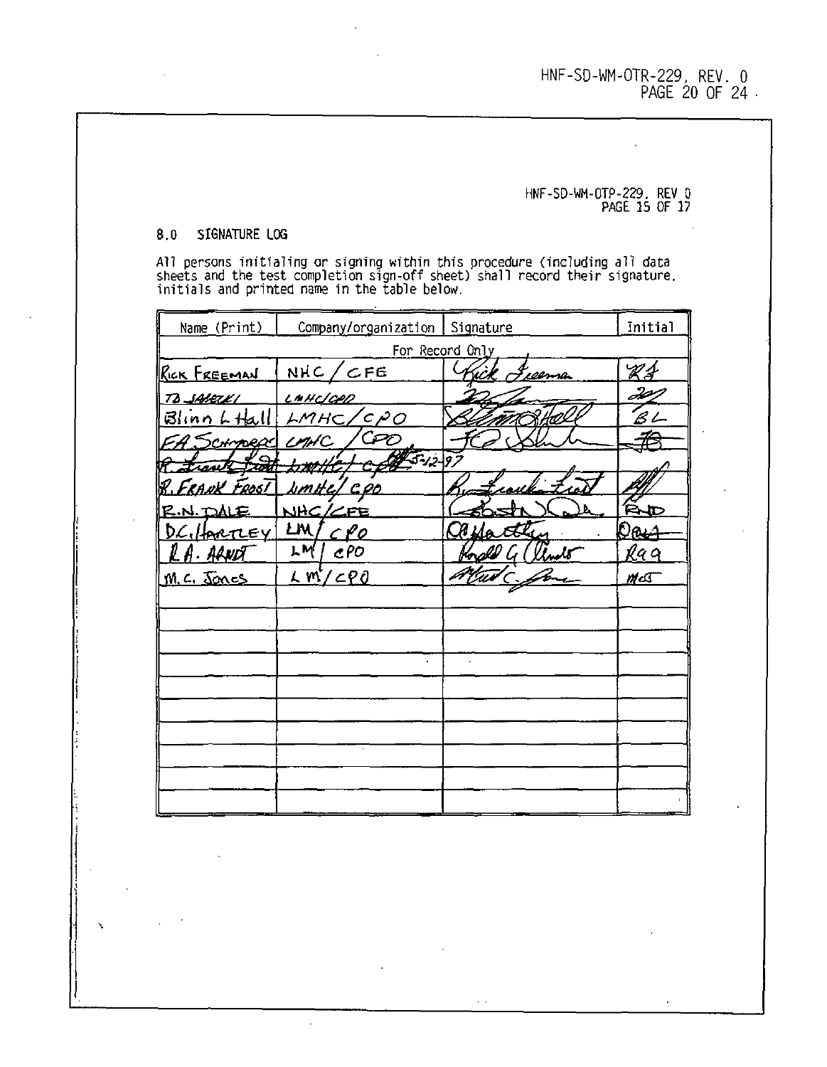HNF-SD-WM-OTP-229, REV 0
PAGE 15 OF 17

## 8.0 SIGNATURE LOG

All persons initialing or signing within this procedure (including all data sheets and the test completion sign-off sheet) shall record their signature, initials and printed name in the table below.

| Name (Print) | Company/organization | Signature | Initial |
|---|---|---|---|
| For Record Only | | | |
| RICK FREEMAN | NHC / CFE | Rick Freeman | RF |
| TD JAHECKI | LMHC/CPO | | |
| Blinn L Hall | LMHC/CPO | | BL |
| FA Schmoeo | LMHC / CPO | | |
| R. Frank Frost | LMHC / CPO 5-12-97 | | |
| R. FRANK FROST | LMHC/CPO | R. Frank Frost | |
| R.N. DALE | NHC/CFE | | RND |
| D.C. HARTLEY | LM / CPO | | |
| R.A. ARNDT | LM / CPO | Ronald G Arndt | RGA |
| M.C. Jones | LM/CPO | | MCJ |
| | | | |
| | | | |
| | | | |
| | | | |
| | | | |
| | | | |
| | | | |
| | | | |
| | | | |
| | | | |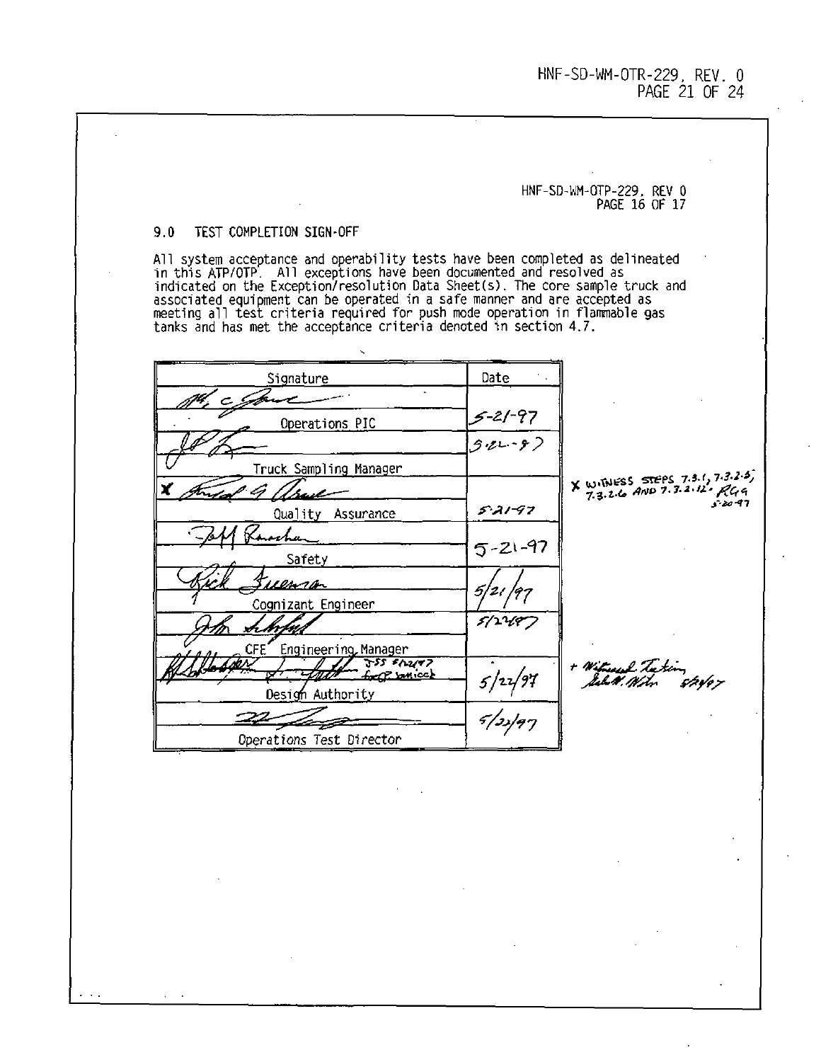HNF-SD-WM-OTP-229, REV 0
PAGE 16 OF 17

## 9.0 TEST COMPLETION SIGN-OFF

All system acceptance and operability tests have been completed as delineated in this ATP/OTP. All exceptions have been documented and resolved as indicated on the Exception/resolution Data Sheet(s). The core sample truck and associated equipment can be operated in a safe manner and are accepted as meeting all test criteria required for push mode operation in flammable gas tanks and has met the acceptance criteria denoted in section 4.7.

| Signature | Date | |
|---|---|---|
| *(signature)* Operations PIC | 5-21-97 | |
| *(signature)* Truck Sampling Manager | 5-22-97 | |
| X *(signature)* Quality Assurance | 5-21-97 | X WITNESS STEPS 7.3.1, 7.3.2.5, 7.3.2.6 AND 7.3.2.12. RGG 5-20-97 |
| *(signature)* Safety | 5-21-97 | |
| *(signature)* Cognizant Engineer | 5/21/97 | |
| *(signature)* CFE Engineering Manager | 5/22/97 | |
| *(signature)* JSS 5/22/97 for P. Jamicek Design Authority | 5/22/97 | + Witnessed Testing *(signature)* 5/22/97 |
| *(signature)* Operations Test Director | 5/22/97 | |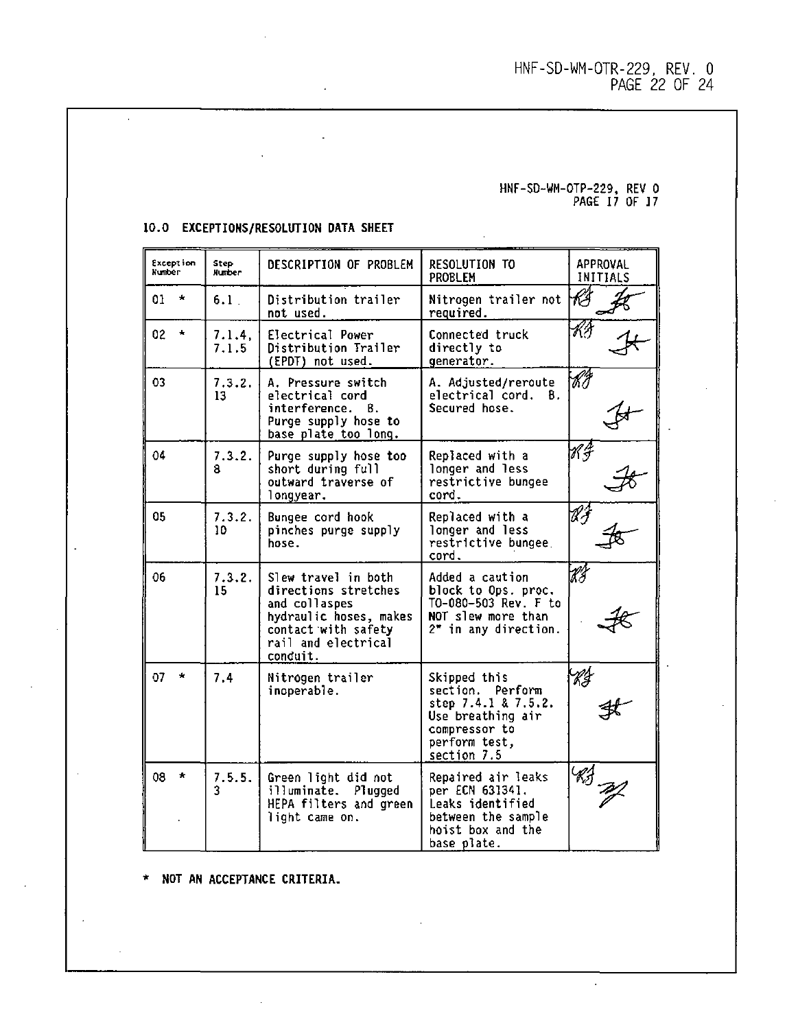## 10.0 EXCEPTIONS/RESOLUTION DATA SHEET

| Exception Number | Step Number | DESCRIPTION OF PROBLEM | RESOLUTION TO PROBLEM | APPROVAL INITIALS |
|---|---|---|---|---|
| 01 * | 6.1 | Distribution trailer not used. | Nitrogen trailer not required. | RJ JH |
| 02 * | 7.1.4, 7.1.5 | Electrical Power Distribution Trailer (EPDT) not used. | Connected truck directly to generator. | RJ JH |
| 03 | 7.3.2.13 | A. Pressure switch electrical cord interference. B. Purge supply hose to base plate too long. | A. Adjusted/reroute electrical cord. B. Secured hose. | RJ JH |
| 04 | 7.3.2.8 | Purge supply hose too short during full outward traverse of longyear. | Replaced with a longer and less restrictive bungee cord. | RJ JH |
| 05 | 7.3.2.10 | Bungee cord hook pinches purge supply hose. | Replaced with a longer and less restrictive bungee cord. | RJ JH |
| 06 | 7.3.2.15 | Slew travel in both directions stretches and collaspes hydraulic hoses, makes contact with safety rail and electrical conduit. | Added a caution block to Ops. proc. TO-080-503 Rev. F to NOT slew more than 2" in any direction. | RJ JH |
| 07 * | 7.4 | Nitrogen trailer inoperable. | Skipped this section. Perform step 7.4.1 & 7.5.2. Use breathing air compressor to perform test, section 7.5 | RJ JH |
| 08 * | 7.5.5.3 | Green light did not illuminate. Plugged HEPA filters and green light came on. | Repaired air leaks per ECN 631341. Leaks identified between the sample hoist box and the base plate. | RJ JH |

\* NOT AN ACCEPTANCE CRITERIA.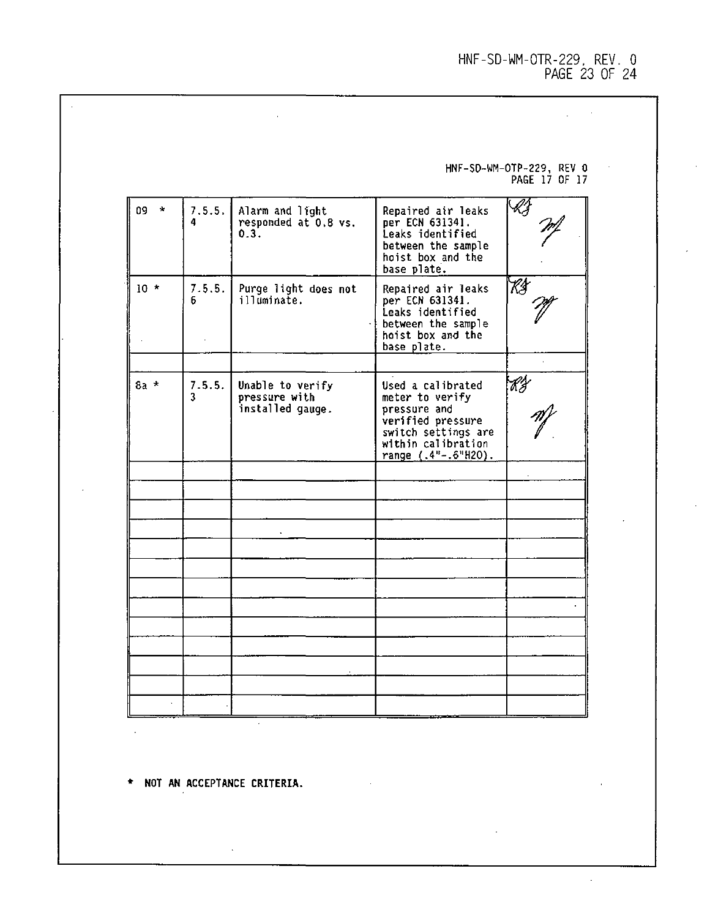HNF-SD-WM-OTP-229, REV 0
PAGE 17 OF 17

| | | | | |
|---|---|---|---|---|
| 09 * | 7.5.5.4 | Alarm and light responded at 0.8 vs. 0.3. | Repaired air leaks per ECN 631341. Leaks identified between the sample hoist box and the base plate. | RJ MJ |
| 10 * | 7.5.5.6 | Purge light does not illuminate. | Repaired air leaks per ECN 631341. Leaks identified between the sample hoist box and the base plate. | RJ MJ |
| | | | | |
| 8a * | 7.5.5.3 | Unable to verify pressure with installed gauge. | Used a calibrated meter to verify pressure and verified pressure switch settings are within calibration range (.4"-.6"H2O). | RJ MJ |
| | | | | |
| | | | | |
| | | | | |
| | | | | |
| | | | | |
| | | | | |
| | | | | |
| | | | | |
| | | | | |
| | | | | |
| | | | | |
| | | | | |
| | | | | |

* NOT AN ACCEPTANCE CRITERIA.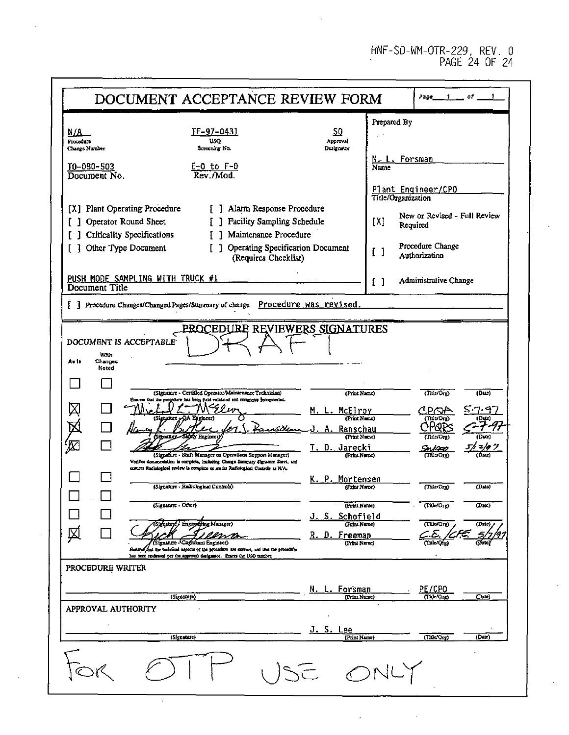# DOCUMENT ACCEPTANCE REVIEW FORM

Page 1 of 1

| | | | |
|---|---|---|---|
| N/A<br>Procedure Change Number | TF-97-0431<br>USQ Screening No. | SQ<br>Approval Designator | Prepared By<br><br>N. L. Forsman<br>Name<br><br>Plant Engineer/CPO<br>Title/Organization |
| T0-080-503<br>Document No. | E-0 to F-0<br>Rev./Mod. | | |

[X] Plant Operating Procedure  [ ] Alarm Response Procedure
[ ] Operator Round Sheet  [ ] Facility Sampling Schedule
[ ] Criticality Specifications  [ ] Maintenance Procedure
[ ] Other Type Document  [ ] Operating Specification Document (Requires Checklist)

[X] New or Revised - Full Review Required
[ ] Procedure Change Authorization
[ ] Administrative Change

PUSH MODE SAMPLING WITH TRUCK #1
Document Title

[ ] Procedure Changes/Changed Pages/Summary of change  Procedure was revised.

## PROCEDURE REVIEWERS SIGNATURES

DRAFT

DOCUMENT IS ACCEPTABLE

| As Is | With Changes Noted | Signature | Print Name | Title/Org | Date |
|---|---|---|---|---|---|
| [ ] | [ ] | (Signature - Certified Operator/Maintenance Technician) Ensure that the procedure has been field validated and comments incorporated. | (Print Name) | (Title/Org) | (Date) |
| [X] | [ ] | Michael L. McElroy (Signature - QA Engineer) | M. L. McElroy | CPQA | 5-7-97 |
| [X] | [ ] | Henry K. Bitler for J. Ranschau (Signature - Safety Engineer) | J. A. Ranschau | CPQPS | 5-7-97 |
| [X] | [ ] | (signature) (Signature - Shift Manager or Operations Support Manager) Verifies documentation is complete, including Change Summary Signature Sheet, and ensures Radiological review is complete or marks Radiological Controls as N/A. | T. D. Jarecki | SM/CPO | 5/7/97 |
| [ ] | [ ] | (Signature - Radiological Controls) | K. P. Mortensen | (Title/Org) | (Date) |
| [ ] | [ ] | (Signature - Other) | (Print Name) | (Title/Org) | (Date) |
| [ ] | [ ] | (Signature - Engineering Manager) | J. S. Schofield | (Title/Org) | (Date) |
| [X] | [ ] | Rick Freeman (Signature - Cognizant Engineer) Ensures that the technical aspects of the procedure are correct, and that the procedure has been reviewed per the approval designator. Enters the USQ number. | R. D. Freeman | C.E./CFE | 5/7/97 |

PROCEDURE WRITER

| Signature | Print Name | Title/Org | Date |
|---|---|---|---|
| (Signature) | N. L. Forsman | PE/CPO | (Date) |

APPROVAL AUTHORITY

| Signature | Print Name | Title/Org | Date |
|---|---|---|---|
| (Signature) | J. S. Lee | (Title/Org) | (Date) |

FOR OTP USE ONLY